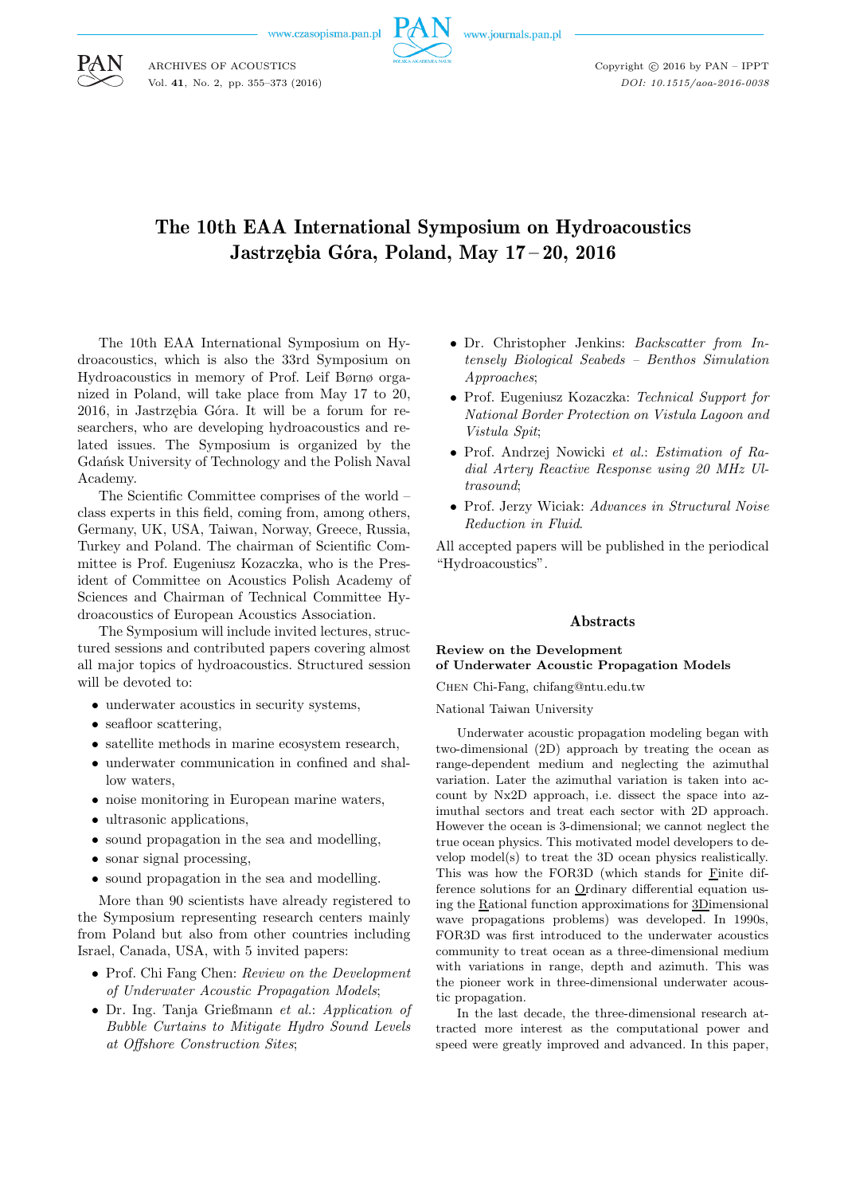# The 10th EAA International Symposium on Hydroacoustics Jastrzębia Góra, Poland, May 17 – 20, 2016

The 10th EAA International Symposium on Hydroacoustics, which is also the 33rd Symposium on Hydroacoustics in memory of Prof. Leif Børnø organized in Poland, will take place from May 17 to 20, 2016, in Jastrzębia Góra. It will be a forum for researchers, who are developing hydroacoustics and related issues. The Symposium is organized by the Gdańsk University of Technology and the Polish Naval Academy.

The Scientific Committee comprises of the world – class experts in this field, coming from, among others, Germany, UK, USA, Taiwan, Norway, Greece, Russia, Turkey and Poland. The chairman of Scientific Committee is Prof. Eugeniusz Kozaczka, who is the President of Committee on Acoustics Polish Academy of Sciences and Chairman of Technical Committee Hydroacoustics of European Acoustics Association.

The Symposium will include invited lectures, structured sessions and contributed papers covering almost all major topics of hydroacoustics. Structured session will be devoted to:

- underwater acoustics in security systems,
- seafloor scattering,
- satellite methods in marine ecosystem research,
- underwater communication in confined and shallow waters,
- noise monitoring in European marine waters,
- ultrasonic applications,
- sound propagation in the sea and modelling,
- sonar signal processing,
- sound propagation in the sea and modelling.

More than 90 scientists have already registered to the Symposium representing research centers mainly from Poland but also from other countries including Israel, Canada, USA, with 5 invited papers:

- Prof. Chi Fang Chen: *Review on the Development of Underwater Acoustic Propagation Models*;
- Dr. Ing. Tanja Grießmann *et al.*: *Application of Bubble Curtains to Mitigate Hydro Sound Levels at Offshore Construction Sites*;
- Dr. Christopher Jenkins: *Backscatter from Intensely Biological Seabeds – Benthos Simulation Approaches*;
- Prof. Eugeniusz Kozaczka: *Technical Support for National Border Protection on Vistula Lagoon and Vistula Spit*;
- Prof. Andrzej Nowicki *et al.*: *Estimation of Radial Artery Reactive Response using 20 MHz Ultrasound*;
- Prof. Jerzy Wiciak: *Advances in Structural Noise Reduction in Fluid*.

All accepted papers will be published in the periodical "Hydroacoustics".

## Abstracts

### Review on the Development of Underwater Acoustic Propagation Models

Chen Chi-Fang, chifang@ntu.edu.tw

National Taiwan University

Underwater acoustic propagation modeling began with two-dimensional (2D) approach by treating the ocean as range-dependent medium and neglecting the azimuthal variation. Later the azimuthal variation is taken into account by Nx2D approach, i.e. dissect the space into azimuthal sectors and treat each sector with 2D approach. However the ocean is 3-dimensional; we cannot neglect the true ocean physics. This motivated model developers to develop model(s) to treat the 3D ocean physics realistically. This was how the FOR3D (which stands for Finite difference solutions for an Ordinary differential equation using the Rational function approximations for 3Dimensional wave propagations problems) was developed. In 1990s, FOR3D was first introduced to the underwater acoustics community to treat ocean as a three-dimensional medium with variations in range, depth and azimuth. This was the pioneer work in three-dimensional underwater acoustic propagation.

In the last decade, the three-dimensional research attracted more interest as the computational power and speed were greatly improved and advanced. In this paper,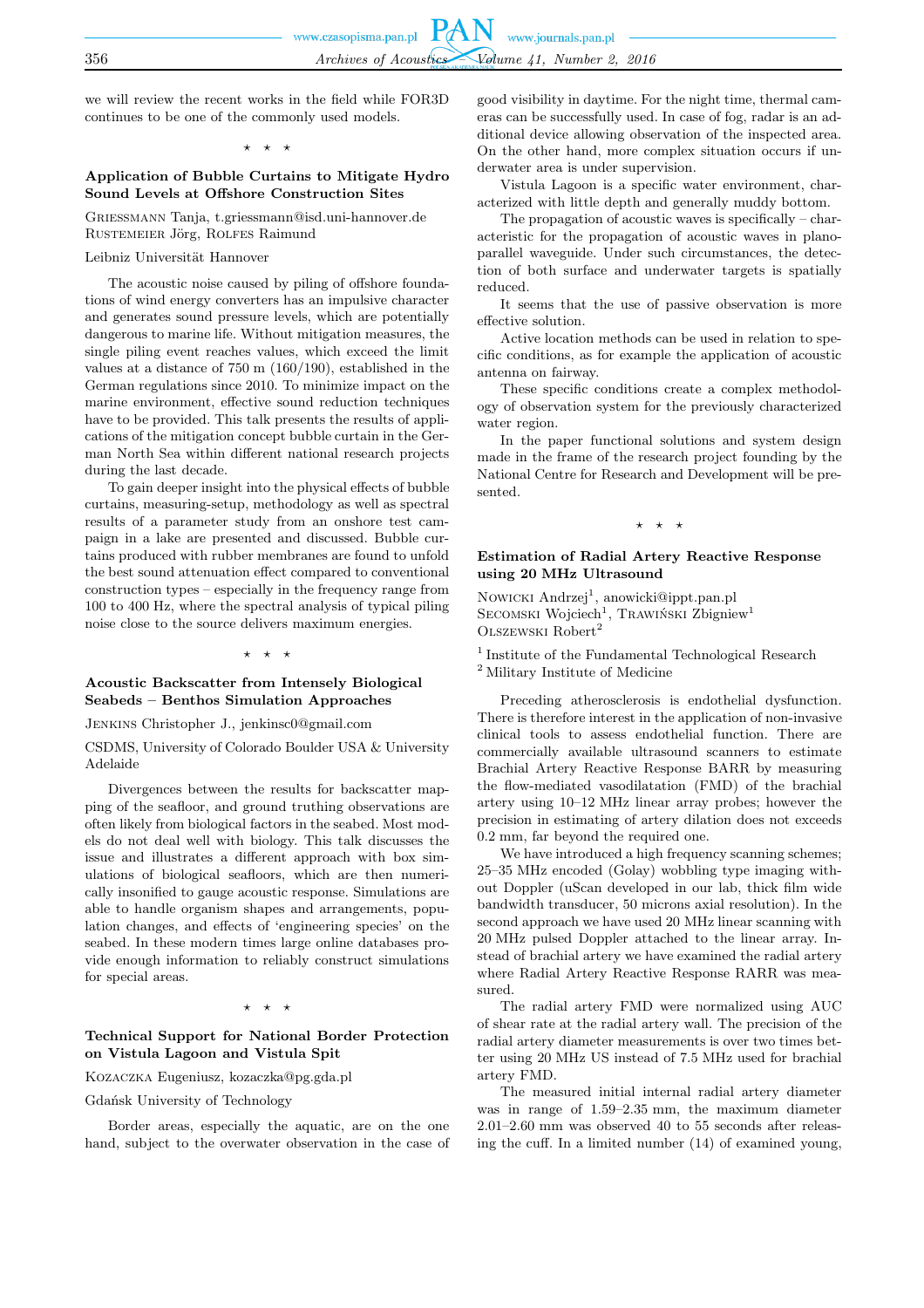we will review the recent works in the field while FOR3D continues to be one of the commonly used models.

⋆ ⋆ ⋆

### Application of Bubble Curtains to Mitigate Hydro Sound Levels at Offshore Construction Sites

Griessmann Tanja, t.griessmann@isd.uni-hannover.de
Rustemeier Jörg, Rolfes Raimund

Leibniz Universität Hannover

The acoustic noise caused by piling of offshore foundations of wind energy converters has an impulsive character and generates sound pressure levels, which are potentially dangerous to marine life. Without mitigation measures, the single piling event reaches values, which exceed the limit values at a distance of 750 m (160/190), established in the German regulations since 2010. To minimize impact on the marine environment, effective sound reduction techniques have to be provided. This talk presents the results of applications of the mitigation concept bubble curtain in the German North Sea within different national research projects during the last decade.

To gain deeper insight into the physical effects of bubble curtains, measuring-setup, methodology as well as spectral results of a parameter study from an onshore test campaign in a lake are presented and discussed. Bubble curtains produced with rubber membranes are found to unfold the best sound attenuation effect compared to conventional construction types – especially in the frequency range from 100 to 400 Hz, where the spectral analysis of typical piling noise close to the source delivers maximum energies.

⋆ ⋆ ⋆

### Acoustic Backscatter from Intensely Biological Seabeds – Benthos Simulation Approaches

Jenkins Christopher J., jenkinsc0@gmail.com

CSDMS, University of Colorado Boulder USA & University Adelaide

Divergences between the results for backscatter mapping of the seafloor, and ground truthing observations are often likely from biological factors in the seabed. Most models do not deal well with biology. This talk discusses the issue and illustrates a different approach with box simulations of biological seafloors, which are then numerically insonified to gauge acoustic response. Simulations are able to handle organism shapes and arrangements, population changes, and effects of 'engineering species' on the seabed. In these modern times large online databases provide enough information to reliably construct simulations for special areas.

⋆ ⋆ ⋆

### Technical Support for National Border Protection on Vistula Lagoon and Vistula Spit

Kozaczka Eugeniusz, kozaczka@pg.gda.pl

Gdańsk University of Technology

Border areas, especially the aquatic, are on the one hand, subject to the overwater observation in the case of good visibility in daytime. For the night time, thermal cameras can be successfully used. In case of fog, radar is an additional device allowing observation of the inspected area. On the other hand, more complex situation occurs if underwater area is under supervision.

Vistula Lagoon is a specific water environment, characterized with little depth and generally muddy bottom.

The propagation of acoustic waves is specifically – characteristic for the propagation of acoustic waves in planoparallel waveguide. Under such circumstances, the detection of both surface and underwater targets is spatially reduced.

It seems that the use of passive observation is more effective solution.

Active location methods can be used in relation to specific conditions, as for example the application of acoustic antenna on fairway.

These specific conditions create a complex methodology of observation system for the previously characterized water region.

In the paper functional solutions and system design made in the frame of the research project founding by the National Centre for Research and Development will be presented.

⋆ ⋆ ⋆

### Estimation of Radial Artery Reactive Response using 20 MHz Ultrasound

Nowicki Andrzej[1], anowicki@ippt.pan.pl
Secomski Wojciech[1], Trawiński Zbigniew[1]
Olszewski Robert[2]

[1] Institute of the Fundamental Technological Research
[2] Military Institute of Medicine

Preceding atherosclerosis is endothelial dysfunction. There is therefore interest in the application of non-invasive clinical tools to assess endothelial function. There are commercially available ultrasound scanners to estimate Brachial Artery Reactive Response BARR by measuring the flow-mediated vasodilatation (FMD) of the brachial artery using 10–12 MHz linear array probes; however the precision in estimating of artery dilation does not exceeds 0.2 mm, far beyond the required one.

We have introduced a high frequency scanning schemes; 25–35 MHz encoded (Golay) wobbling type imaging without Doppler (uScan developed in our lab, thick film wide bandwidth transducer, 50 microns axial resolution). In the second approach we have used 20 MHz linear scanning with 20 MHz pulsed Doppler attached to the linear array. Instead of brachial artery we have examined the radial artery where Radial Artery Reactive Response RARR was measured.

The radial artery FMD were normalized using AUC of shear rate at the radial artery wall. The precision of the radial artery diameter measurements is over two times better using 20 MHz US instead of 7.5 MHz used for brachial artery FMD.

The measured initial internal radial artery diameter was in range of 1.59–2.35 mm, the maximum diameter 2.01–2.60 mm was observed 40 to 55 seconds after releasing the cuff. In a limited number (14) of examined young,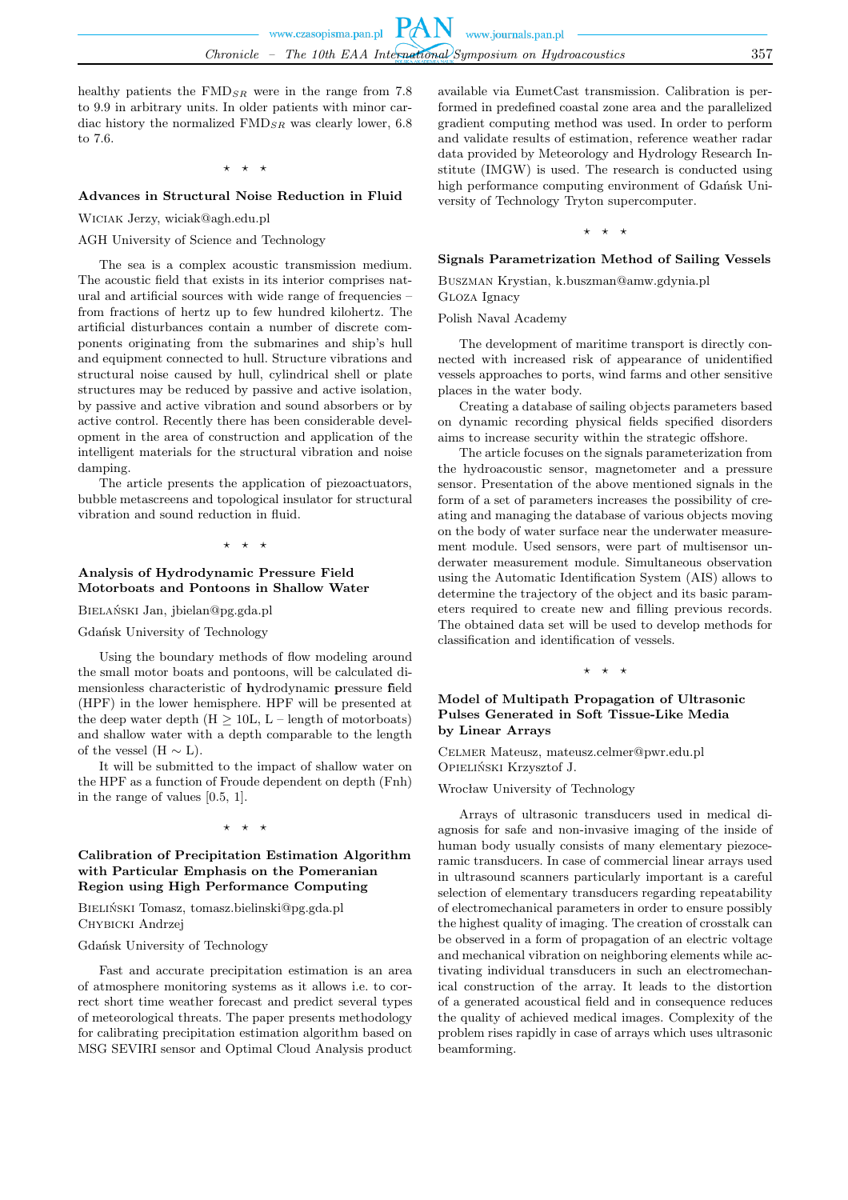healthy patients the $\text{FMD}_{SR}$ were in the range from 7.8 to 9.9 in arbitrary units. In older patients with minor cardiac history the normalized $\text{FMD}_{SR}$ was clearly lower, 6.8 to 7.6.

⋆ ⋆ ⋆

### Advances in Structural Noise Reduction in Fluid

Wiciak Jerzy, wiciak@agh.edu.pl

AGH University of Science and Technology

The sea is a complex acoustic transmission medium. The acoustic field that exists in its interior comprises natural and artificial sources with wide range of frequencies – from fractions of hertz up to few hundred kilohertz. The artificial disturbances contain a number of discrete components originating from the submarines and ship's hull and equipment connected to hull. Structure vibrations and structural noise caused by hull, cylindrical shell or plate structures may be reduced by passive and active isolation, by passive and active vibration and sound absorbers or by active control. Recently there has been considerable development in the area of construction and application of the intelligent materials for the structural vibration and noise damping.

The article presents the application of piezoactuators, bubble metascreens and topological insulator for structural vibration and sound reduction in fluid.

⋆ ⋆ ⋆

### Analysis of Hydrodynamic Pressure Field Motorboats and Pontoons in Shallow Water

Bielański Jan, jbielan@pg.gda.pl

Gdańsk University of Technology

Using the boundary methods of flow modeling around the small motor boats and pontoons, will be calculated dimensionless characteristic of **h**ydrodynamic **p**ressure **f**ield (HPF) in the lower hemisphere. HPF will be presented at the deep water depth ($H \geq 10L$, L – length of motorboats) and shallow water with a depth comparable to the length of the vessel ($H \sim L$).

It will be submitted to the impact of shallow water on the HPF as a function of Froude dependent on depth (Fnh) in the range of values [0.5, 1].

⋆ ⋆ ⋆

### Calibration of Precipitation Estimation Algorithm with Particular Emphasis on the Pomeranian Region using High Performance Computing

Bieliński Tomasz, tomasz.bielinski@pg.gda.pl
Chybicki Andrzej

Gdańsk University of Technology

Fast and accurate precipitation estimation is an area of atmosphere monitoring systems as it allows i.e. to correct short time weather forecast and predict several types of meteorological threats. The paper presents methodology for calibrating precipitation estimation algorithm based on MSG SEVIRI sensor and Optimal Cloud Analysis product available via EumetCast transmission. Calibration is performed in predefined coastal zone area and the parallelized gradient computing method was used. In order to perform and validate results of estimation, reference weather radar data provided by Meteorology and Hydrology Research Institute (IMGW) is used. The research is conducted using high performance computing environment of Gdańsk University of Technology Tryton supercomputer.

⋆ ⋆ ⋆

### Signals Parametrization Method of Sailing Vessels

Buszman Krystian, k.buszman@amw.gdynia.pl
Gloza Ignacy

Polish Naval Academy

The development of maritime transport is directly connected with increased risk of appearance of unidentified vessels approaches to ports, wind farms and other sensitive places in the water body.

Creating a database of sailing objects parameters based on dynamic recording physical fields specified disorders aims to increase security within the strategic offshore.

The article focuses on the signals parameterization from the hydroacoustic sensor, magnetometer and a pressure sensor. Presentation of the above mentioned signals in the form of a set of parameters increases the possibility of creating and managing the database of various objects moving on the body of water surface near the underwater measurement module. Used sensors, were part of multisensor underwater measurement module. Simultaneous observation using the Automatic Identification System (AIS) allows to determine the trajectory of the object and its basic parameters required to create new and filling previous records. The obtained data set will be used to develop methods for classification and identification of vessels.

⋆ ⋆ ⋆

### Model of Multipath Propagation of Ultrasonic Pulses Generated in Soft Tissue-Like Media by Linear Arrays

Celmer Mateusz, mateusz.celmer@pwr.edu.pl
Opieliński Krzysztof J.

Wrocław University of Technology

Arrays of ultrasonic transducers used in medical diagnosis for safe and non-invasive imaging of the inside of human body usually consists of many elementary piezoceramic transducers. In case of commercial linear arrays used in ultrasound scanners particularly important is a careful selection of elementary transducers regarding repeatability of electromechanical parameters in order to ensure possibly the highest quality of imaging. The creation of crosstalk can be observed in a form of propagation of an electric voltage and mechanical vibration on neighboring elements while activating individual transducers in such an electromechanical construction of the array. It leads to the distortion of a generated acoustical field and in consequence reduces the quality of achieved medical images. Complexity of the problem rises rapidly in case of arrays which uses ultrasonic beamforming.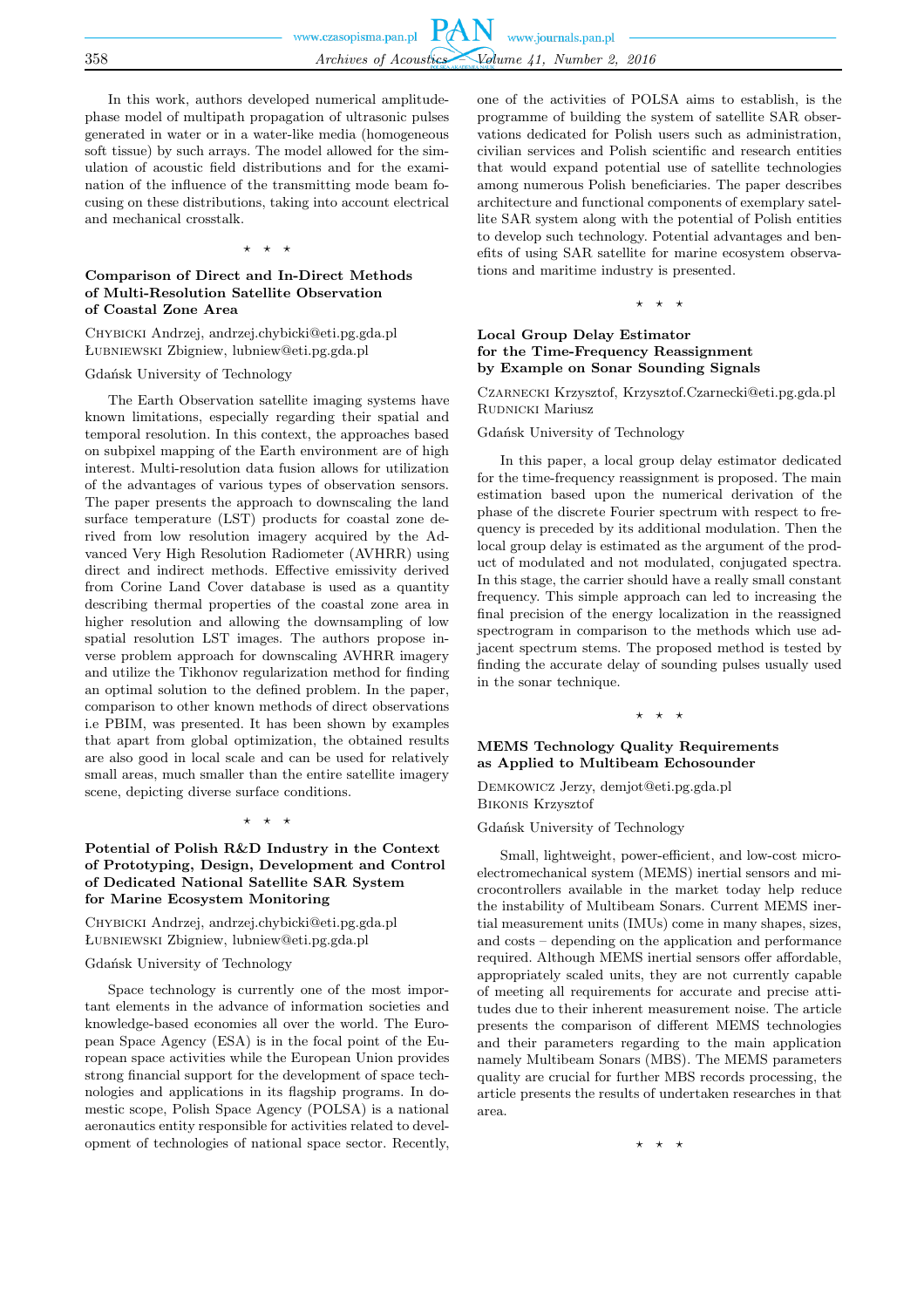In this work, authors developed numerical amplitude-phase model of multipath propagation of ultrasonic pulses generated in water or in a water-like media (homogeneous soft tissue) by such arrays. The model allowed for the simulation of acoustic field distributions and for the examination of the influence of the transmitting mode beam focusing on these distributions, taking into account electrical and mechanical crosstalk.

⋆ ⋆ ⋆

### Comparison of Direct and In-Direct Methods of Multi-Resolution Satellite Observation of Coastal Zone Area

Chybicki Andrzej, andrzej.chybicki@eti.pg.gda.pl
Łubniewski Zbigniew, lubniew@eti.pg.gda.pl

Gdańsk University of Technology

The Earth Observation satellite imaging systems have known limitations, especially regarding their spatial and temporal resolution. In this context, the approaches based on subpixel mapping of the Earth environment are of high interest. Multi-resolution data fusion allows for utilization of the advantages of various types of observation sensors. The paper presents the approach to downscaling the land surface temperature (LST) products for coastal zone derived from low resolution imagery acquired by the Advanced Very High Resolution Radiometer (AVHRR) using direct and indirect methods. Effective emissivity derived from Corine Land Cover database is used as a quantity describing thermal properties of the coastal zone area in higher resolution and allowing the downsampling of low spatial resolution LST images. The authors propose inverse problem approach for downscaling AVHRR imagery and utilize the Tikhonov regularization method for finding an optimal solution to the defined problem. In the paper, comparison to other known methods of direct observations i.e PBIM, was presented. It has been shown by examples that apart from global optimization, the obtained results are also good in local scale and can be used for relatively small areas, much smaller than the entire satellite imagery scene, depicting diverse surface conditions.

⋆ ⋆ ⋆

### Potential of Polish R&D Industry in the Context of Prototyping, Design, Development and Control of Dedicated National Satellite SAR System for Marine Ecosystem Monitoring

Chybicki Andrzej, andrzej.chybicki@eti.pg.gda.pl
Łubniewski Zbigniew, lubniew@eti.pg.gda.pl

Gdańsk University of Technology

Space technology is currently one of the most important elements in the advance of information societies and knowledge-based economies all over the world. The European Space Agency (ESA) is in the focal point of the European space activities while the European Union provides strong financial support for the development of space technologies and applications in its flagship programs. In domestic scope, Polish Space Agency (POLSA) is a national aeronautics entity responsible for activities related to development of technologies of national space sector. Recently, one of the activities of POLSA aims to establish, is the programme of building the system of satellite SAR observations dedicated for Polish users such as administration, civilian services and Polish scientific and research entities that would expand potential use of satellite technologies among numerous Polish beneficiaries. The paper describes architecture and functional components of exemplary satellite SAR system along with the potential of Polish entities to develop such technology. Potential advantages and benefits of using SAR satellite for marine ecosystem observations and maritime industry is presented.

⋆ ⋆ ⋆

### Local Group Delay Estimator for the Time-Frequency Reassignment by Example on Sonar Sounding Signals

Czarnecki Krzysztof, Krzysztof.Czarnecki@eti.pg.gda.pl
Rudnicki Mariusz

Gdańsk University of Technology

In this paper, a local group delay estimator dedicated for the time-frequency reassignment is proposed. The main estimation based upon the numerical derivation of the phase of the discrete Fourier spectrum with respect to frequency is preceded by its additional modulation. Then the local group delay is estimated as the argument of the product of modulated and not modulated, conjugated spectra. In this stage, the carrier should have a really small constant frequency. This simple approach can led to increasing the final precision of the energy localization in the reassigned spectrogram in comparison to the methods which use adjacent spectrum stems. The proposed method is tested by finding the accurate delay of sounding pulses usually used in the sonar technique.

⋆ ⋆ ⋆

### MEMS Technology Quality Requirements as Applied to Multibeam Echosounder

Demkowicz Jerzy, demjot@eti.pg.gda.pl
Bikonis Krzysztof

Gdańsk University of Technology

Small, lightweight, power-efficient, and low-cost microelectromechanical system (MEMS) inertial sensors and microcontrollers available in the market today help reduce the instability of Multibeam Sonars. Current MEMS inertial measurement units (IMUs) come in many shapes, sizes, and costs – depending on the application and performance required. Although MEMS inertial sensors offer affordable, appropriately scaled units, they are not currently capable of meeting all requirements for accurate and precise attitudes due to their inherent measurement noise. The article presents the comparison of different MEMS technologies and their parameters regarding to the main application namely Multibeam Sonars (MBS). The MEMS parameters quality are crucial for further MBS records processing, the article presents the results of undertaken researches in that area.

⋆ ⋆ ⋆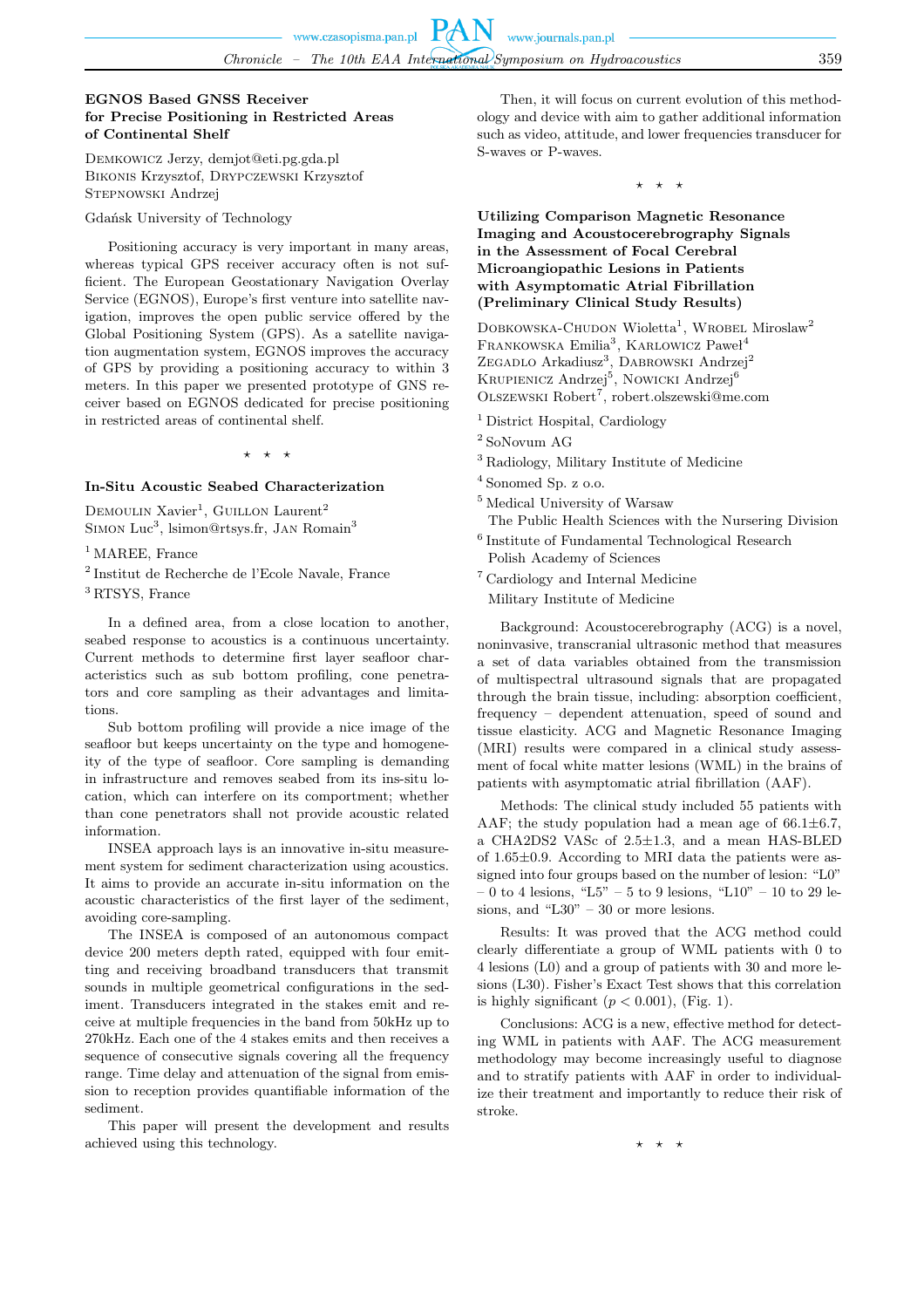### EGNOS Based GNSS Receiver for Precise Positioning in Restricted Areas of Continental Shelf

Demkowicz Jerzy, demjot@eti.pg.gda.pl
Bikonis Krzysztof, Drypczewski Krzysztof
Stepnowski Andrzej

Gdańsk University of Technology

Positioning accuracy is very important in many areas, whereas typical GPS receiver accuracy often is not sufficient. The European Geostationary Navigation Overlay Service (EGNOS), Europe's first venture into satellite navigation, improves the open public service offered by the Global Positioning System (GPS). As a satellite navigation augmentation system, EGNOS improves the accuracy of GPS by providing a positioning accuracy to within 3 meters. In this paper we presented prototype of GNS receiver based on EGNOS dedicated for precise positioning in restricted areas of continental shelf.

⋆ ⋆ ⋆

### In-Situ Acoustic Seabed Characterization

Demoulin Xavier[1], Guillon Laurent[2]
Simon Luc[3], lsimon@rtsys.fr, Jan Romain[3]

[1] MAREE, France

[2] Institut de Recherche de l'Ecole Navale, France

[3] RTSYS, France

In a defined area, from a close location to another, seabed response to acoustics is a continuous uncertainty. Current methods to determine first layer seafloor characteristics such as sub bottom profiling, cone penetrators and core sampling as their advantages and limitations.

Sub bottom profiling will provide a nice image of the seafloor but keeps uncertainty on the type and homogeneity of the type of seafloor. Core sampling is demanding in infrastructure and removes seabed from its ins-situ location, which can interfere on its comportment; whether than cone penetrators shall not provide acoustic related information.

INSEA approach lays is an innovative in-situ measurement system for sediment characterization using acoustics. It aims to provide an accurate in-situ information on the acoustic characteristics of the first layer of the sediment, avoiding core-sampling.

The INSEA is composed of an autonomous compact device 200 meters depth rated, equipped with four emitting and receiving broadband transducers that transmit sounds in multiple geometrical configurations in the sediment. Transducers integrated in the stakes emit and receive at multiple frequencies in the band from 50kHz up to 270kHz. Each one of the 4 stakes emits and then receives a sequence of consecutive signals covering all the frequency range. Time delay and attenuation of the signal from emission to reception provides quantifiable information of the sediment.

This paper will present the development and results achieved using this technology.

Then, it will focus on current evolution of this methodology and device with aim to gather additional information such as video, attitude, and lower frequencies transducer for S-waves or P-waves.

⋆ ⋆ ⋆

### Utilizing Comparison Magnetic Resonance Imaging and Acoustocerebrography Signals in the Assessment of Focal Cerebral Microangiopathic Lesions in Patients with Asymptomatic Atrial Fibrillation (Preliminary Clinical Study Results)

Dobkowska-Chudon Wioletta[1], Wrobel Miroslaw[2]
Frankowska Emilia[3], Karlowicz Paweł[4]
Zegadlo Arkadiusz[3], Dabrowski Andrzej[2]
Krupienicz Andrzej[5], Nowicki Andrzej[6]
Olszewski Robert[7], robert.olszewski@me.com

[1] District Hospital, Cardiology

[2] SoNovum AG

[3] Radiology, Military Institute of Medicine

[4] Sonomed Sp. z o.o.

[5] Medical University of Warsaw
The Public Health Sciences with the Nursering Division

[6] Institute of Fundamental Technological Research
Polish Academy of Sciences

[7] Cardiology and Internal Medicine
Military Institute of Medicine

Background: Acoustocerebrography (ACG) is a novel, noninvasive, transcranial ultrasonic method that measures a set of data variables obtained from the transmission of multispectral ultrasound signals that are propagated through the brain tissue, including: absorption coefficient, frequency – dependent attenuation, speed of sound and tissue elasticity. ACG and Magnetic Resonance Imaging (MRI) results were compared in a clinical study assessment of focal white matter lesions (WML) in the brains of patients with asymptomatic atrial fibrillation (AAF).

Methods: The clinical study included 55 patients with AAF; the study population had a mean age of 66.1±6.7, a CHA2DS2 VASc of 2.5±1.3, and a mean HAS-BLED of 1.65±0.9. According to MRI data the patients were assigned into four groups based on the number of lesion: "L0" – 0 to 4 lesions, "L5" – 5 to 9 lesions, "L10" – 10 to 29 lesions, and "L30" – 30 or more lesions.

Results: It was proved that the ACG method could clearly differentiate a group of WML patients with 0 to 4 lesions (L0) and a group of patients with 30 and more lesions (L30). Fisher's Exact Test shows that this correlation is highly significant ($p < 0.001$), (Fig. 1).

Conclusions: ACG is a new, effective method for detecting WML in patients with AAF. The ACG measurement methodology may become increasingly useful to diagnose and to stratify patients with AAF in order to individualize their treatment and importantly to reduce their risk of stroke.

⋆ ⋆ ⋆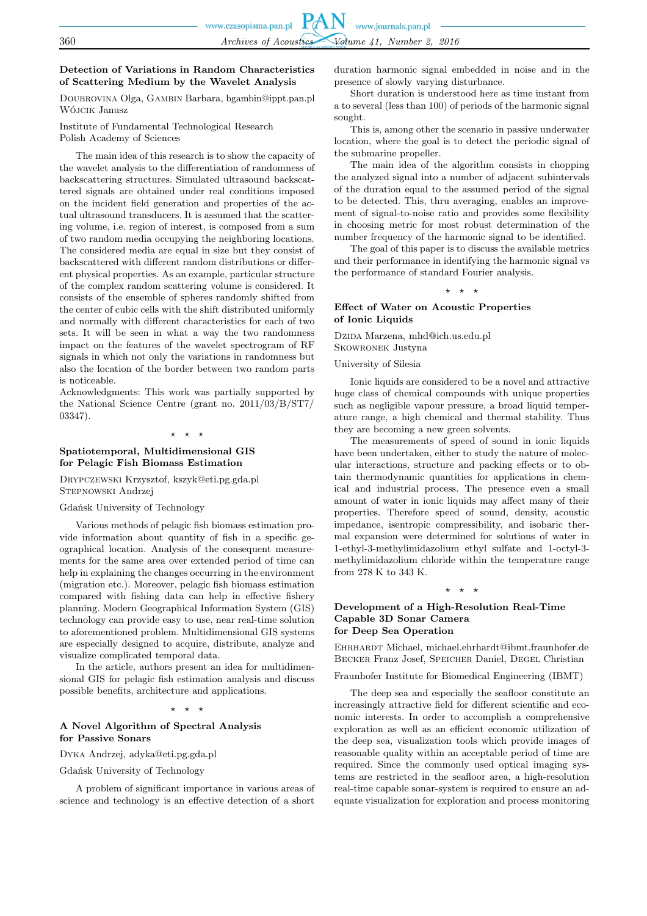### Detection of Variations in Random Characteristics of Scattering Medium by the Wavelet Analysis

Doubrovina Olga, Gambin Barbara, bgambin@ippt.pan.pl
Wójcik Janusz

Institute of Fundamental Technological Research
Polish Academy of Sciences

The main idea of this research is to show the capacity of the wavelet analysis to the differentiation of randomness of backscattering structures. Simulated ultrasound backscattered signals are obtained under real conditions imposed on the incident field generation and properties of the actual ultrasound transducers. It is assumed that the scattering volume, i.e. region of interest, is composed from a sum of two random media occupying the neighboring locations. The considered media are equal in size but they consist of backscattered with different random distributions or different physical properties. As an example, particular structure of the complex random scattering volume is considered. It consists of the ensemble of spheres randomly shifted from the center of cubic cells with the shift distributed uniformly and normally with different characteristics for each of two sets. It will be seen in what a way the two randomness impact on the features of the wavelet spectrogram of RF signals in which not only the variations in randomness but also the location of the border between two random parts is noticeable.

Acknowledgments: This work was partially supported by the National Science Centre (grant no. 2011/03/B/ST7/03347).

⋆ ⋆ ⋆

### Spatiotemporal, Multidimensional GIS for Pelagic Fish Biomass Estimation

Drypczewski Krzysztof, kszyk@eti.pg.gda.pl
Stepnowski Andrzej

Gdańsk University of Technology

Various methods of pelagic fish biomass estimation provide information about quantity of fish in a specific geographical location. Analysis of the consequent measurements for the same area over extended period of time can help in explaining the changes occurring in the environment (migration etc.). Moreover, pelagic fish biomass estimation compared with fishing data can help in effective fishery planning. Modern Geographical Information System (GIS) technology can provide easy to use, near real-time solution to aforementioned problem. Multidimensional GIS systems are especially designed to acquire, distribute, analyze and visualize complicated temporal data.

In the article, authors present an idea for multidimensional GIS for pelagic fish estimation analysis and discuss possible benefits, architecture and applications.

⋆ ⋆ ⋆

### A Novel Algorithm of Spectral Analysis for Passive Sonars

Dyka Andrzej, adyka@eti.pg.gda.pl

Gdańsk University of Technology

A problem of significant importance in various areas of science and technology is an effective detection of a short duration harmonic signal embedded in noise and in the presence of slowly varying disturbance.

Short duration is understood here as time instant from a to several (less than 100) of periods of the harmonic signal sought.

This is, among other the scenario in passive underwater location, where the goal is to detect the periodic signal of the submarine propeller.

The main idea of the algorithm consists in chopping the analyzed signal into a number of adjacent subintervals of the duration equal to the assumed period of the signal to be detected. This, thru averaging, enables an improvement of signal-to-noise ratio and provides some flexibility in choosing metric for most robust determination of the number frequency of the harmonic signal to be identified.

The goal of this paper is to discuss the available metrics and their performance in identifying the harmonic signal vs the performance of standard Fourier analysis.

⋆ ⋆ ⋆

### Effect of Water on Acoustic Properties of Ionic Liquids

Dzida Marzena, mhd@ich.us.edu.pl
Skowronek Justyna

University of Silesia

Ionic liquids are considered to be a novel and attractive huge class of chemical compounds with unique properties such as negligible vapour pressure, a broad liquid temperature range, a high chemical and thermal stability. Thus they are becoming a new green solvents.

The measurements of speed of sound in ionic liquids have been undertaken, either to study the nature of molecular interactions, structure and packing effects or to obtain thermodynamic quantities for applications in chemical and industrial process. The presence even a small amount of water in ionic liquids may affect many of their properties. Therefore speed of sound, density, acoustic impedance, isentropic compressibility, and isobaric thermal expansion were determined for solutions of water in 1-ethyl-3-methylimidazolium ethyl sulfate and 1-octyl-3-methylimidazolium chloride within the temperature range from 278 K to 343 K.

⋆ ⋆ ⋆

### Development of a High-Resolution Real-Time Capable 3D Sonar Camera for Deep Sea Operation

Ehrhardt Michael, michael.ehrhardt@ibmt.fraunhofer.de
Becker Franz Josef, Speicher Daniel, Degel Christian

Fraunhofer Institute for Biomedical Engineering (IBMT)

The deep sea and especially the seafloor constitute an increasingly attractive field for different scientific and economic interests. In order to accomplish a comprehensive exploration as well as an efficient economic utilization of the deep sea, visualization tools which provide images of reasonable quality within an acceptable period of time are required. Since the commonly used optical imaging systems are restricted in the seafloor area, a high-resolution real-time capable sonar-system is required to ensure an adequate visualization for exploration and process monitoring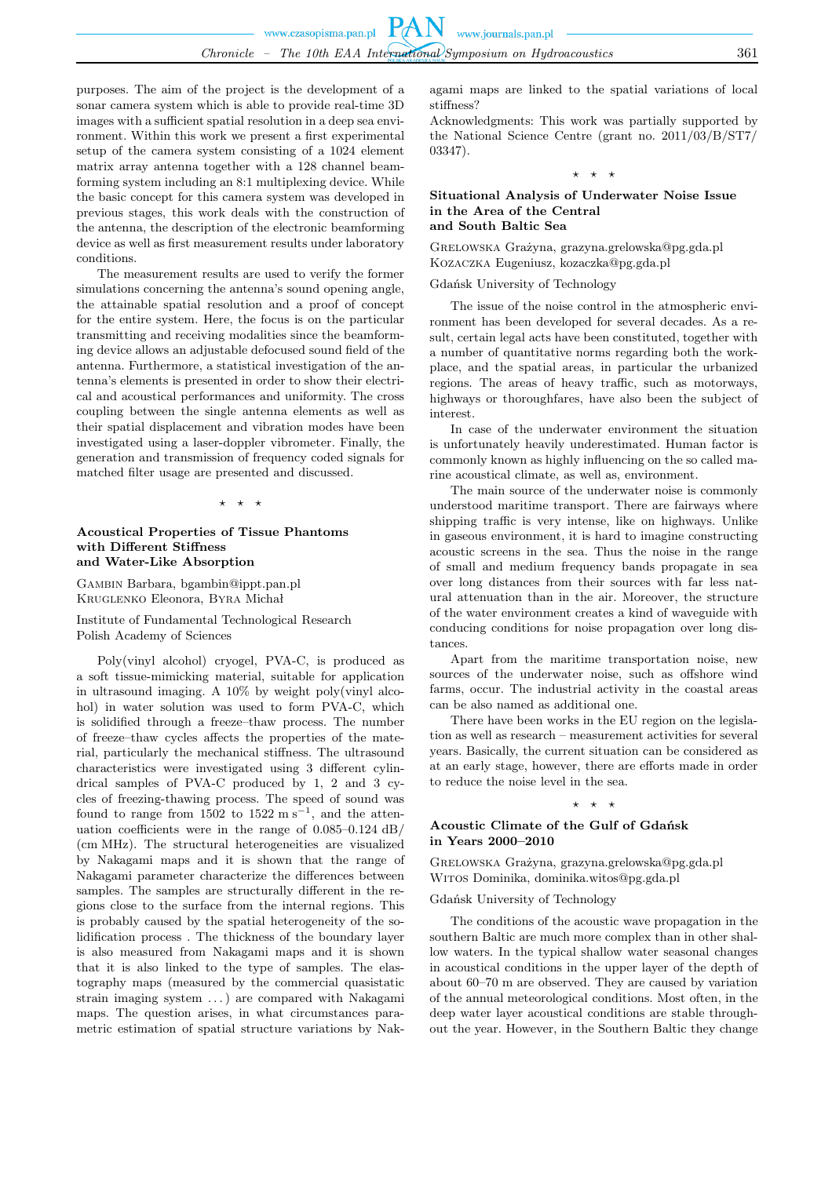purposes. The aim of the project is the development of a sonar camera system which is able to provide real-time 3D images with a sufficient spatial resolution in a deep sea environment. Within this work we present a first experimental setup of the camera system consisting of a 1024 element matrix array antenna together with a 128 channel beamforming system including an 8:1 multiplexing device. While the basic concept for this camera system was developed in previous stages, this work deals with the construction of the antenna, the description of the electronic beamforming device as well as first measurement results under laboratory conditions.

The measurement results are used to verify the former simulations concerning the antenna's sound opening angle, the attainable spatial resolution and a proof of concept for the entire system. Here, the focus is on the particular transmitting and receiving modalities since the beamforming device allows an adjustable defocused sound field of the antenna. Furthermore, a statistical investigation of the antenna's elements is presented in order to show their electrical and acoustical performances and uniformity. The cross coupling between the single antenna elements as well as their spatial displacement and vibration modes have been investigated using a laser-doppler vibrometer. Finally, the generation and transmission of frequency coded signals for matched filter usage are presented and discussed.

⋆ ⋆ ⋆

### Acoustical Properties of Tissue Phantoms with Different Stiffness and Water-Like Absorption

Gambin Barbara, bgambin@ippt.pan.pl
Kruglenko Eleonora, Byra Michał

Institute of Fundamental Technological Research
Polish Academy of Sciences

Poly(vinyl alcohol) cryogel, PVA-C, is produced as a soft tissue-mimicking material, suitable for application in ultrasound imaging. A 10% by weight poly(vinyl alcohol) in water solution was used to form PVA-C, which is solidified through a freeze–thaw process. The number of freeze–thaw cycles affects the properties of the material, particularly the mechanical stiffness. The ultrasound characteristics were investigated using 3 different cylindrical samples of PVA-C produced by 1, 2 and 3 cycles of freezing-thawing process. The speed of sound was found to range from 1502 to 1522 $\mathrm{m\,s^{-1}}$, and the attenuation coefficients were in the range of 0.085–0.124 dB/ (cm MHz). The structural heterogeneities are visualized by Nakagami maps and it is shown that the range of Nakagami parameter characterize the differences between samples. The samples are structurally different in the regions close to the surface from the internal regions. This is probably caused by the spatial heterogeneity of the solidification process . The thickness of the boundary layer is also measured from Nakagami maps and it is shown that it is also linked to the type of samples. The elastography maps (measured by the commercial quasistatic strain imaging system ...) are compared with Nakagami maps. The question arises, in what circumstances parametric estimation of spatial structure variations by Nakagami maps are linked to the spatial variations of local stiffness?

Acknowledgments: This work was partially supported by the National Science Centre (grant no. 2011/03/B/ST7/ 03347).

⋆ ⋆ ⋆

### Situational Analysis of Underwater Noise Issue in the Area of the Central and South Baltic Sea

Grelowska Grażyna, grazyna.grelowska@pg.gda.pl
Kozaczka Eugeniusz, kozaczka@pg.gda.pl

Gdańsk University of Technology

The issue of the noise control in the atmospheric environment has been developed for several decades. As a result, certain legal acts have been constituted, together with a number of quantitative norms regarding both the workplace, and the spatial areas, in particular the urbanized regions. The areas of heavy traffic, such as motorways, highways or thoroughfares, have also been the subject of interest.

In case of the underwater environment the situation is unfortunately heavily underestimated. Human factor is commonly known as highly influencing on the so called marine acoustical climate, as well as, environment.

The main source of the underwater noise is commonly understood maritime transport. There are fairways where shipping traffic is very intense, like on highways. Unlike in gaseous environment, it is hard to imagine constructing acoustic screens in the sea. Thus the noise in the range of small and medium frequency bands propagate in sea over long distances from their sources with far less natural attenuation than in the air. Moreover, the structure of the water environment creates a kind of waveguide with conducing conditions for noise propagation over long distances.

Apart from the maritime transportation noise, new sources of the underwater noise, such as offshore wind farms, occur. The industrial activity in the coastal areas can be also named as additional one.

There have been works in the EU region on the legislation as well as research – measurement activities for several years. Basically, the current situation can be considered as at an early stage, however, there are efforts made in order to reduce the noise level in the sea.

⋆ ⋆ ⋆

### Acoustic Climate of the Gulf of Gdańsk in Years 2000–2010

Grelowska Grażyna, grazyna.grelowska@pg.gda.pl
Witos Dominika, dominika.witos@pg.gda.pl

Gdańsk University of Technology

The conditions of the acoustic wave propagation in the southern Baltic are much more complex than in other shallow waters. In the typical shallow water seasonal changes in acoustical conditions in the upper layer of the depth of about 60–70 m are observed. They are caused by variation of the annual meteorological conditions. Most often, in the deep water layer acoustical conditions are stable throughout the year. However, in the Southern Baltic they change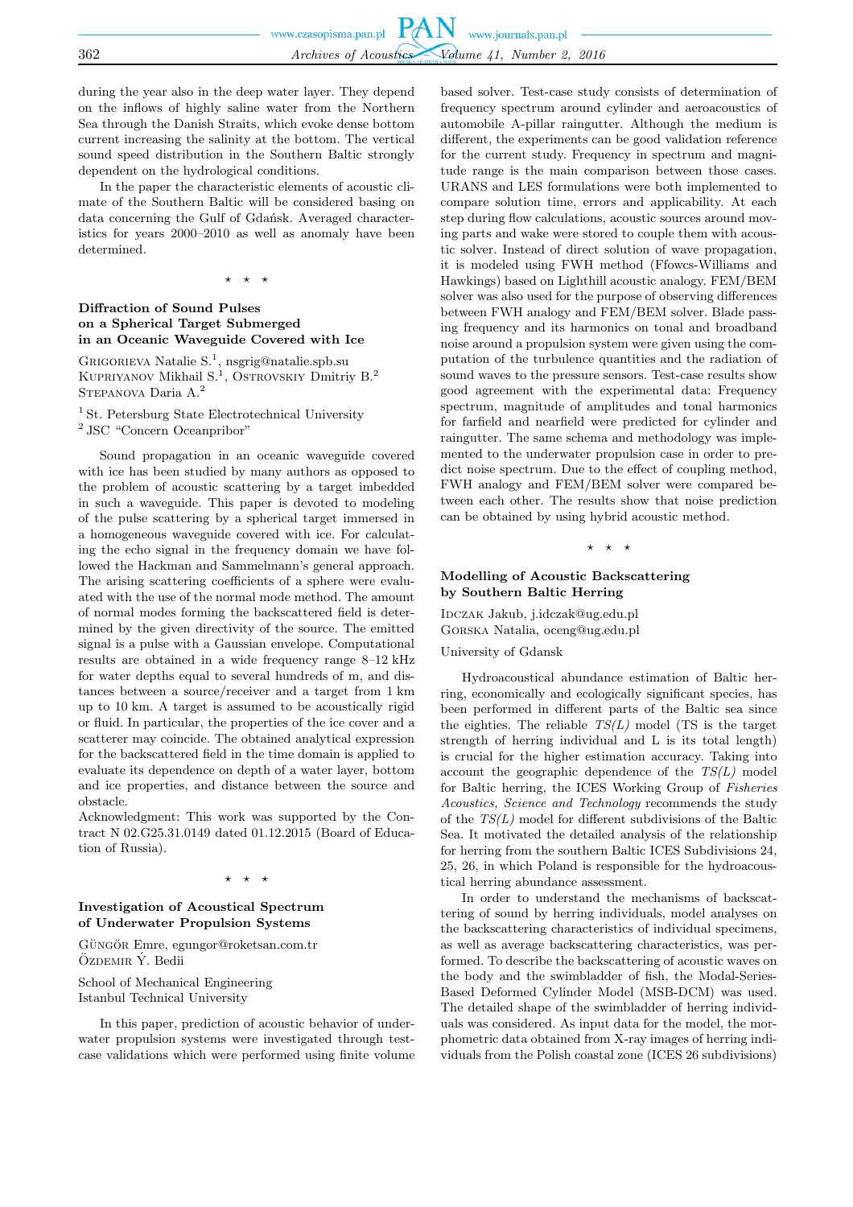during the year also in the deep water layer. They depend on the inflows of highly saline water from the Northern Sea through the Danish Straits, which evoke dense bottom current increasing the salinity at the bottom. The vertical sound speed distribution in the Southern Baltic strongly dependent on the hydrological conditions.

In the paper the characteristic elements of acoustic climate of the Southern Baltic will be considered basing on data concerning the Gulf of Gdańsk. Averaged characteristics for years 2000–2010 as well as anomaly have been determined.

⋆ ⋆ ⋆

### Diffraction of Sound Pulses on a Spherical Target Submerged in an Oceanic Waveguide Covered with Ice

Grigorieva Natalie S.[1], nsgrig@natalie.spb.su
Kupriyanov Mikhail S.[1], Ostrovskiy Dmitriy B.[2]
Stepanova Daria A.[2]

[1] St. Petersburg State Electrotechnical University
[2] JSC "Concern Oceanpribor"

Sound propagation in an oceanic waveguide covered with ice has been studied by many authors as opposed to the problem of acoustic scattering by a target imbedded in such a waveguide. This paper is devoted to modeling of the pulse scattering by a spherical target immersed in a homogeneous waveguide covered with ice. For calculating the echo signal in the frequency domain we have followed the Hackman and Sammelmann's general approach. The arising scattering coefficients of a sphere were evaluated with the use of the normal mode method. The amount of normal modes forming the backscattered field is determined by the given directivity of the source. The emitted signal is a pulse with a Gaussian envelope. Computational results are obtained in a wide frequency range 8–12 kHz for water depths equal to several hundreds of m, and distances between a source/receiver and a target from 1 km up to 10 km. A target is assumed to be acoustically rigid or fluid. In particular, the properties of the ice cover and a scatterer may coincide. The obtained analytical expression for the backscattered field in the time domain is applied to evaluate its dependence on depth of a water layer, bottom and ice properties, and distance between the source and obstacle.
Acknowledgment: This work was supported by the Contract N 02.G25.31.0149 dated 01.12.2015 (Board of Education of Russia).

⋆ ⋆ ⋆

### Investigation of Acoustical Spectrum of Underwater Propulsion Systems

Güngör Emre, egungor@roketsan.com.tr
Özdemir Ý. Bedii

School of Mechanical Engineering
Istanbul Technical University

In this paper, prediction of acoustic behavior of underwater propulsion systems were investigated through test-case validations which were performed using finite volume based solver. Test-case study consists of determination of frequency spectrum around cylinder and aeroacoustics of automobile A-pillar raingutter. Although the medium is different, the experiments can be good validation reference for the current study. Frequency in spectrum and magnitude range is the main comparison between those cases. URANS and LES formulations were both implemented to compare solution time, errors and applicability. At each step during flow calculations, acoustic sources around moving parts and wake were stored to couple them with acoustic solver. Instead of direct solution of wave propagation, it is modeled using FWH method (Ffowcs-Williams and Hawkings) based on Lighthill acoustic analogy. FEM/BEM solver was also used for the purpose of observing differences between FWH analogy and FEM/BEM solver. Blade passing frequency and its harmonics on tonal and broadband noise around a propulsion system were given using the computation of the turbulence quantities and the radiation of sound waves to the pressure sensors. Test-case results show good agreement with the experimental data: Frequency spectrum, magnitude of amplitudes and tonal harmonics for farfield and nearfield were predicted for cylinder and raingutter. The same schema and methodology was implemented to the underwater propulsion case in order to predict noise spectrum. Due to the effect of coupling method, FWH analogy and FEM/BEM solver were compared between each other. The results show that noise prediction can be obtained by using hybrid acoustic method.

⋆ ⋆ ⋆

### Modelling of Acoustic Backscattering by Southern Baltic Herring

Idczak Jakub, j.idczak@ug.edu.pl
Gorska Natalia, oceng@ug.edu.pl

University of Gdansk

Hydroacoustical abundance estimation of Baltic herring, economically and ecologically significant species, has been performed in different parts of the Baltic sea since the eighties. The reliable *TS(L)* model (TS is the target strength of herring individual and L is its total length) is crucial for the higher estimation accuracy. Taking into account the geographic dependence of the *TS(L)* model for Baltic herring, the ICES Working Group of *Fisheries Acoustics, Science and Technology* recommends the study of the *TS(L)* model for different subdivisions of the Baltic Sea. It motivated the detailed analysis of the relationship for herring from the southern Baltic ICES Subdivisions 24, 25, 26, in which Poland is responsible for the hydroacoustical herring abundance assessment.

In order to understand the mechanisms of backscattering of sound by herring individuals, model analyses on the backscattering characteristics of individual specimens, as well as average backscattering characteristics, was performed. To describe the backscattering of acoustic waves on the body and the swimbladder of fish, the Modal-Series-Based Deformed Cylinder Model (MSB-DCM) was used. The detailed shape of the swimbladder of herring individuals was considered. As input data for the model, the morphometric data obtained from X-ray images of herring individuals from the Polish coastal zone (ICES 26 subdivisions)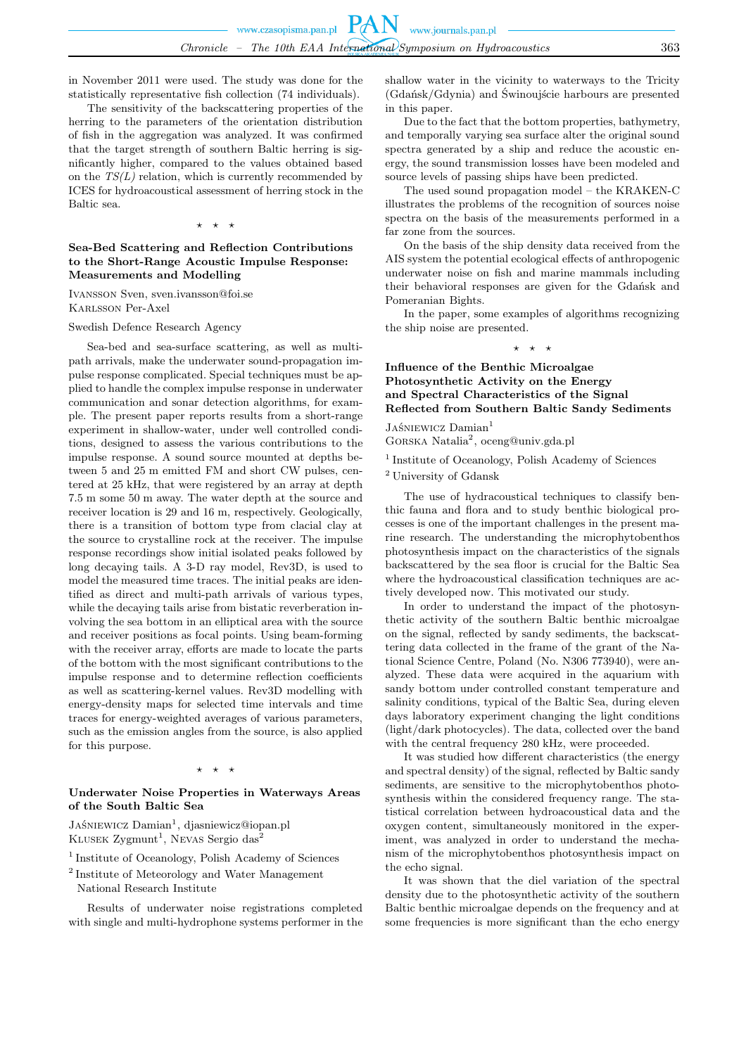in November 2011 were used. The study was done for the statistically representative fish collection (74 individuals).

The sensitivity of the backscattering properties of the herring to the parameters of the orientation distribution of fish in the aggregation was analyzed. It was confirmed that the target strength of southern Baltic herring is significantly higher, compared to the values obtained based on the *TS(L)* relation, which is currently recommended by ICES for hydroacoustical assessment of herring stock in the Baltic sea.

⋆ ⋆ ⋆

### Sea-Bed Scattering and Reflection Contributions to the Short-Range Acoustic Impulse Response: Measurements and Modelling

Ivansson Sven, sven.ivansson@foi.se
Karlsson Per-Axel

Swedish Defence Research Agency

Sea-bed and sea-surface scattering, as well as multipath arrivals, make the underwater sound-propagation impulse response complicated. Special techniques must be applied to handle the complex impulse response in underwater communication and sonar detection algorithms, for example. The present paper reports results from a short-range experiment in shallow-water, under well controlled conditions, designed to assess the various contributions to the impulse response. A sound source mounted at depths between 5 and 25 m emitted FM and short CW pulses, centered at 25 kHz, that were registered by an array at depth 7.5 m some 50 m away. The water depth at the source and receiver location is 29 and 16 m, respectively. Geologically, there is a transition of bottom type from clacial clay at the source to crystalline rock at the receiver. The impulse response recordings show initial isolated peaks followed by long decaying tails. A 3-D ray model, Rev3D, is used to model the measured time traces. The initial peaks are identified as direct and multi-path arrivals of various types, while the decaying tails arise from bistatic reverberation involving the sea bottom in an elliptical area with the source and receiver positions as focal points. Using beam-forming with the receiver array, efforts are made to locate the parts of the bottom with the most significant contributions to the impulse response and to determine reflection coefficients as well as scattering-kernel values. Rev3D modelling with energy-density maps for selected time intervals and time traces for energy-weighted averages of various parameters, such as the emission angles from the source, is also applied for this purpose.

⋆ ⋆ ⋆

### Underwater Noise Properties in Waterways Areas of the South Baltic Sea

Jaśniewicz Damian[1], djasniewicz@iopan.pl
Klusek Zygmunt[1], Nevas Sergio das[2]

[1] Institute of Oceanology, Polish Academy of Sciences
[2] Institute of Meteorology and Water Management National Research Institute

Results of underwater noise registrations completed with single and multi-hydrophone systems performer in the shallow water in the vicinity to waterways to the Tricity (Gdańsk/Gdynia) and Świnoujście harbours are presented in this paper.

Due to the fact that the bottom properties, bathymetry, and temporally varying sea surface alter the original sound spectra generated by a ship and reduce the acoustic energy, the sound transmission losses have been modeled and source levels of passing ships have been predicted.

The used sound propagation model – the KRAKEN-C illustrates the problems of the recognition of sources noise spectra on the basis of the measurements performed in a far zone from the sources.

On the basis of the ship density data received from the AIS system the potential ecological effects of anthropogenic underwater noise on fish and marine mammals including their behavioral responses are given for the Gdańsk and Pomeranian Bights.

In the paper, some examples of algorithms recognizing the ship noise are presented.

⋆ ⋆ ⋆

### Influence of the Benthic Microalgae Photosynthetic Activity on the Energy and Spectral Characteristics of the Signal Reflected from Southern Baltic Sandy Sediments

Jaśniewicz Damian[1]
Gorska Natalia[2], oceng@univ.gda.pl

[1] Institute of Oceanology, Polish Academy of Sciences
[2] University of Gdansk

The use of hydracoustical techniques to classify benthic fauna and flora and to study benthic biological processes is one of the important challenges in the present marine research. The understanding the microphytobenthos photosynthesis impact on the characteristics of the signals backscattered by the sea floor is crucial for the Baltic Sea where the hydroacoustical classification techniques are actively developed now. This motivated our study.

In order to understand the impact of the photosynthetic activity of the southern Baltic benthic microalgae on the signal, reflected by sandy sediments, the backscattering data collected in the frame of the grant of the National Science Centre, Poland (No. N306 773940), were analyzed. These data were acquired in the aquarium with sandy bottom under controlled constant temperature and salinity conditions, typical of the Baltic Sea, during eleven days laboratory experiment changing the light conditions (light/dark photocycles). The data, collected over the band with the central frequency 280 kHz, were proceeded.

It was studied how different characteristics (the energy and spectral density) of the signal, reflected by Baltic sandy sediments, are sensitive to the microphytobenthos photosynthesis within the considered frequency range. The statistical correlation between hydroacoustical data and the oxygen content, simultaneously monitored in the experiment, was analyzed in order to understand the mechanism of the microphytobenthos photosynthesis impact on the echo signal.

It was shown that the diel variation of the spectral density due to the photosynthetic activity of the southern Baltic benthic microalgae depends on the frequency and at some frequencies is more significant than the echo energy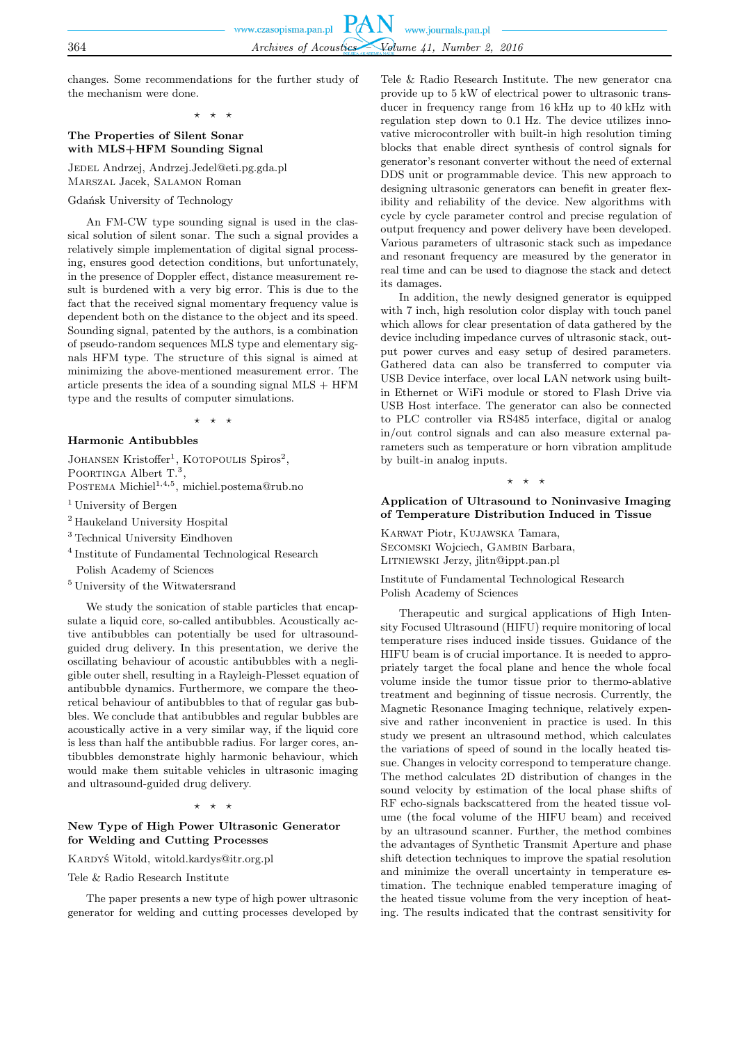changes. Some recommendations for the further study of the mechanism were done.

⋆ ⋆ ⋆

### The Properties of Silent Sonar with MLS+HFM Sounding Signal

Jedel Andrzej, Andrzej.Jedel@eti.pg.gda.pl
Marszal Jacek, Salamon Roman

Gdańsk University of Technology

An FM-CW type sounding signal is used in the classical solution of silent sonar. The such a signal provides a relatively simple implementation of digital signal processing, ensures good detection conditions, but unfortunately, in the presence of Doppler effect, distance measurement result is burdened with a very big error. This is due to the fact that the received signal momentary frequency value is dependent both on the distance to the object and its speed. Sounding signal, patented by the authors, is a combination of pseudo-random sequences MLS type and elementary signals HFM type. The structure of this signal is aimed at minimizing the above-mentioned measurement error. The article presents the idea of a sounding signal MLS + HFM type and the results of computer simulations.

⋆ ⋆ ⋆

### Harmonic Antibubbles

Johansen Kristoffer[1], Kotopoulis Spiros[2],
Poortinga Albert T.[3],
Postema Michiel[1,4,5], michiel.postema@rub.no

[1] University of Bergen
[2] Haukeland University Hospital
[3] Technical University Eindhoven
[4] Institute of Fundamental Technological Research Polish Academy of Sciences
[5] University of the Witwatersrand

We study the sonication of stable particles that encapsulate a liquid core, so-called antibubbles. Acoustically active antibubbles can potentially be used for ultrasound-guided drug delivery. In this presentation, we derive the oscillating behaviour of acoustic antibubbles with a negligible outer shell, resulting in a Rayleigh-Plesset equation of antibubble dynamics. Furthermore, we compare the theoretical behaviour of antibubbles to that of regular gas bubbles. We conclude that antibubbles and regular bubbles are acoustically active in a very similar way, if the liquid core is less than half the antibubble radius. For larger cores, antibubbles demonstrate highly harmonic behaviour, which would make them suitable vehicles in ultrasonic imaging and ultrasound-guided drug delivery.

⋆ ⋆ ⋆

### New Type of High Power Ultrasonic Generator for Welding and Cutting Processes

Kardyś Witold, witold.kardys@itr.org.pl

Tele & Radio Research Institute

The paper presents a new type of high power ultrasonic generator for welding and cutting processes developed by Tele & Radio Research Institute. The new generator cna provide up to 5 kW of electrical power to ultrasonic transducer in frequency range from 16 kHz up to 40 kHz with regulation step down to 0.1 Hz. The device utilizes innovative microcontroller with built-in high resolution timing blocks that enable direct synthesis of control signals for generator's resonant converter without the need of external DDS unit or programmable device. This new approach to designing ultrasonic generators can benefit in greater flexibility and reliability of the device. New algorithms with cycle by cycle parameter control and precise regulation of output frequency and power delivery have been developed. Various parameters of ultrasonic stack such as impedance and resonant frequency are measured by the generator in real time and can be used to diagnose the stack and detect its damages.

In addition, the newly designed generator is equipped with 7 inch, high resolution color display with touch panel which allows for clear presentation of data gathered by the device including impedance curves of ultrasonic stack, output power curves and easy setup of desired parameters. Gathered data can also be transferred to computer via USB Device interface, over local LAN network using built-in Ethernet or WiFi module or stored to Flash Drive via USB Host interface. The generator can also be connected to PLC controller via RS485 interface, digital or analog in/out control signals and can also measure external parameters such as temperature or horn vibration amplitude by built-in analog inputs.

⋆ ⋆ ⋆

### Application of Ultrasound to Noninvasive Imaging of Temperature Distribution Induced in Tissue

Karwat Piotr, Kujawska Tamara,
Secomski Wojciech, Gambin Barbara,
Litniewski Jerzy, jlitn@ippt.pan.pl

Institute of Fundamental Technological Research Polish Academy of Sciences

Therapeutic and surgical applications of High Intensity Focused Ultrasound (HIFU) require monitoring of local temperature rises induced inside tissues. Guidance of the HIFU beam is of crucial importance. It is needed to appropriately target the focal plane and hence the whole focal volume inside the tumor tissue prior to thermo-ablative treatment and beginning of tissue necrosis. Currently, the Magnetic Resonance Imaging technique, relatively expensive and rather inconvenient in practice is used. In this study we present an ultrasound method, which calculates the variations of speed of sound in the locally heated tissue. Changes in velocity correspond to temperature change. The method calculates 2D distribution of changes in the sound velocity by estimation of the local phase shifts of RF echo-signals backscattered from the heated tissue volume (the focal volume of the HIFU beam) and received by an ultrasound scanner. Further, the method combines the advantages of Synthetic Transmit Aperture and phase shift detection techniques to improve the spatial resolution and minimize the overall uncertainty in temperature estimation. The technique enabled temperature imaging of the heated tissue volume from the very inception of heating. The results indicated that the contrast sensitivity for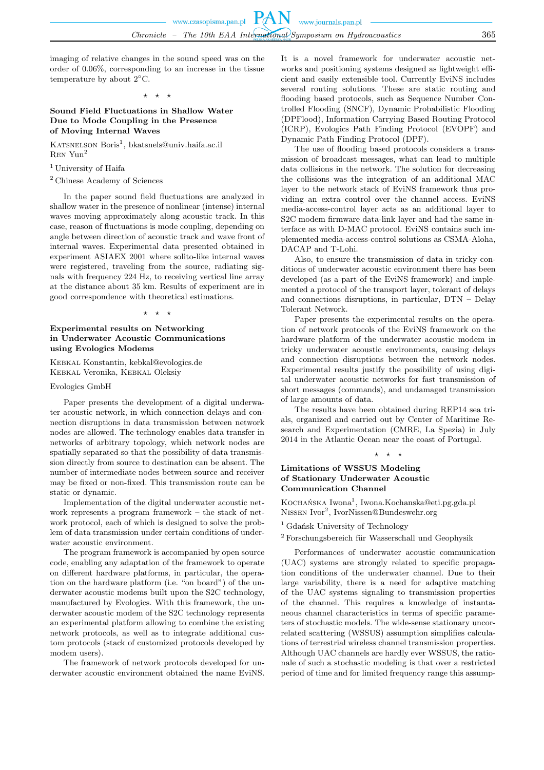imaging of relative changes in the sound speed was on the order of 0.06%, corresponding to an increase in the tissue temperature by about 2°C.

⋆ ⋆ ⋆

### Sound Field Fluctuations in Shallow Water Due to Mode Coupling in the Presence of Moving Internal Waves

Katsnelson Boris[1], bkatsnels@univ.haifa.ac.il
Ren Yun[2]

[1] University of Haifa

[2] Chinese Academy of Sciences

In the paper sound field fluctuations are analyzed in shallow water in the presence of nonlinear (intense) internal waves moving approximately along acoustic track. In this case, reason of fluctuations is mode coupling, depending on angle between direction of acoustic track and wave front of internal waves. Experimental data presented obtained in experiment ASIAEX 2001 where solito-like internal waves were registered, traveling from the source, radiating signals with frequency 224 Hz, to receiving vertical line array at the distance about 35 km. Results of experiment are in good correspondence with theoretical estimations.

⋆ ⋆ ⋆

### Experimental results on Networking in Underwater Acoustic Communications using Evologics Modems

Kebkal Konstantin, kebkal@evologics.de
Kebkal Veronika, Kebkal Oleksiy

Evologics GmbH

Paper presents the development of a digital underwater acoustic network, in which connection delays and connection disruptions in data transmission between network nodes are allowed. The technology enables data transfer in networks of arbitrary topology, which network nodes are spatially separated so that the possibility of data transmission directly from source to destination can be absent. The number of intermediate nodes between source and receiver may be fixed or non-fixed. This transmission route can be static or dynamic.

Implementation of the digital underwater acoustic network represents a program framework – the stack of network protocol, each of which is designed to solve the problem of data transmission under certain conditions of underwater acoustic environment.

The program framework is accompanied by open source code, enabling any adaptation of the framework to operate on different hardware platforms, in particular, the operation on the hardware platform (i.e. "on board") of the underwater acoustic modems built upon the S2C technology, manufactured by Evologics. With this framework, the underwater acoustic modem of the S2C technology represents an experimental platform allowing to combine the existing network protocols, as well as to integrate additional custom protocols (stack of customized protocols developed by modem users).

The framework of network protocols developed for underwater acoustic environment obtained the name EviNS. It is a novel framework for underwater acoustic networks and positioning systems designed as lightweight efficient and easily extensible tool. Currently EviNS includes several routing solutions. These are static routing and flooding based protocols, such as Sequence Number Controlled Flooding (SNCF), Dynamic Probabilistic Flooding (DPFlood), Information Carrying Based Routing Protocol (ICRP), Evologics Path Finding Protocol (EVOPF) and Dynamic Path Finding Protocol (DPF).

The use of flooding based protocols considers a transmission of broadcast messages, what can lead to multiple data collisions in the network. The solution for decreasing the collisions was the integration of an additional MAC layer to the network stack of EviNS framework thus providing an extra control over the channel access. EviNS media-access-control layer acts as an additional layer to S2C modem firmware data-link layer and had the same interface as with D-MAC protocol. EviNS contains such implemented media-access-control solutions as CSMA-Aloha, DACAP and T-Lohi.

Also, to ensure the transmission of data in tricky conditions of underwater acoustic environment there has been developed (as a part of the EviNS framework) and implemented a protocol of the transport layer, tolerant of delays and connections disruptions, in particular, DTN – Delay Tolerant Network.

Paper presents the experimental results on the operation of network protocols of the EviNS framework on the hardware platform of the underwater acoustic modem in tricky underwater acoustic environments, causing delays and connection disruptions between the network nodes. Experimental results justify the possibility of using digital underwater acoustic networks for fast transmission of short messages (commands), and undamaged transmission of large amounts of data.

The results have been obtained during REP14 sea trials, organized and carried out by Center of Maritime Research and Experimentation (CMRE, La Spezia) in July 2014 in the Atlantic Ocean near the coast of Portugal.

⋆ ⋆ ⋆

### Limitations of WSSUS Modeling of Stationary Underwater Acoustic Communication Channel

Kochańska Iwona[1], Iwona.Kochanska@eti.pg.gda.pl
Nissen Ivor[2], IvorNissen@Bundeswehr.org

[1] Gdańsk University of Technology

[2] Forschungsbereich für Wasserschall und Geophysik

Performances of underwater acoustic communication (UAC) systems are strongly related to specific propagation conditions of the underwater channel. Due to their large variability, there is a need for adaptive matching of the UAC systems signaling to transmission properties of the channel. This requires a knowledge of instantaneous channel characteristics in terms of specific parameters of stochastic models. The wide-sense stationary uncorrelated scattering (WSSUS) assumption simplifies calculations of terrestrial wireless channel transmission properties. Although UAC channels are hardly ever WSSUS, the rationale of such a stochastic modeling is that over a restricted period of time and for limited frequency range this assump-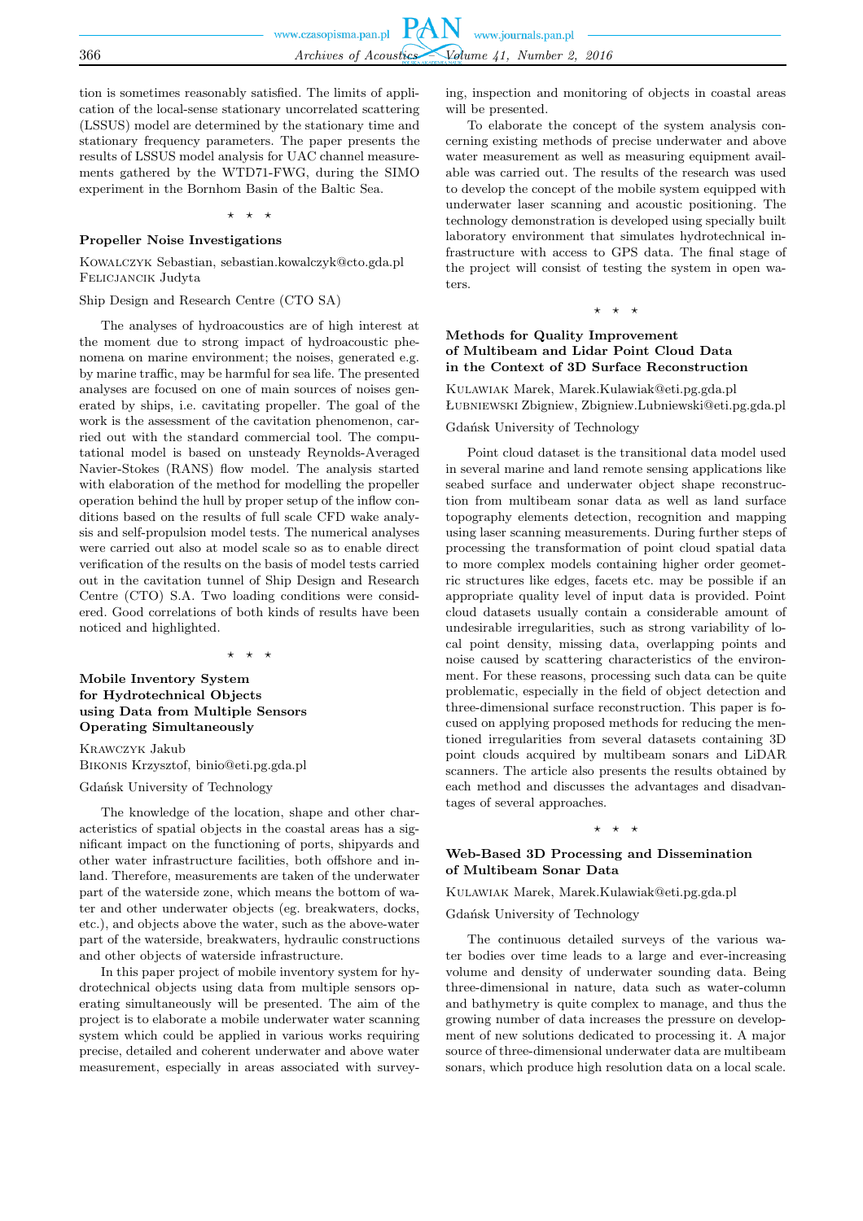tion is sometimes reasonably satisfied. The limits of application of the local-sense stationary uncorrelated scattering (LSSUS) model are determined by the stationary time and stationary frequency parameters. The paper presents the results of LSSUS model analysis for UAC channel measurements gathered by the WTD71-FWG, during the SIMO experiment in the Bornhom Basin of the Baltic Sea.

⋆ ⋆ ⋆

### Propeller Noise Investigations

Kowalczyk Sebastian, sebastian.kowalczyk@cto.gda.pl
Felicjancik Judyta

Ship Design and Research Centre (CTO SA)

The analyses of hydroacoustics are of high interest at the moment due to strong impact of hydroacoustic phenomena on marine environment; the noises, generated e.g. by marine traffic, may be harmful for sea life. The presented analyses are focused on one of main sources of noises generated by ships, i.e. cavitating propeller. The goal of the work is the assessment of the cavitation phenomenon, carried out with the standard commercial tool. The computational model is based on unsteady Reynolds-Averaged Navier-Stokes (RANS) flow model. The analysis started with elaboration of the method for modelling the propeller operation behind the hull by proper setup of the inflow conditions based on the results of full scale CFD wake analysis and self-propulsion model tests. The numerical analyses were carried out also at model scale so as to enable direct verification of the results on the basis of model tests carried out in the cavitation tunnel of Ship Design and Research Centre (CTO) S.A. Two loading conditions were considered. Good correlations of both kinds of results have been noticed and highlighted.

⋆ ⋆ ⋆

### Mobile Inventory System for Hydrotechnical Objects using Data from Multiple Sensors Operating Simultaneously

Krawczyk Jakub
Bikonis Krzysztof, binio@eti.pg.gda.pl

Gdańsk University of Technology

The knowledge of the location, shape and other characteristics of spatial objects in the coastal areas has a significant impact on the functioning of ports, shipyards and other water infrastructure facilities, both offshore and inland. Therefore, measurements are taken of the underwater part of the waterside zone, which means the bottom of water and other underwater objects (eg. breakwaters, docks, etc.), and objects above the water, such as the above-water part of the waterside, breakwaters, hydraulic constructions and other objects of waterside infrastructure.

In this paper project of mobile inventory system for hydrotechnical objects using data from multiple sensors operating simultaneously will be presented. The aim of the project is to elaborate a mobile underwater water scanning system which could be applied in various works requiring precise, detailed and coherent underwater and above water measurement, especially in areas associated with surveying, inspection and monitoring of objects in coastal areas will be presented.

To elaborate the concept of the system analysis concerning existing methods of precise underwater and above water measurement as well as measuring equipment available was carried out. The results of the research was used to develop the concept of the mobile system equipped with underwater laser scanning and acoustic positioning. The technology demonstration is developed using specially built laboratory environment that simulates hydrotechnical infrastructure with access to GPS data. The final stage of the project will consist of testing the system in open waters.

⋆ ⋆ ⋆

### Methods for Quality Improvement of Multibeam and Lidar Point Cloud Data in the Context of 3D Surface Reconstruction

Kulawiak Marek, Marek.Kulawiak@eti.pg.gda.pl
Łubniewski Zbigniew, Zbigniew.Lubniewski@eti.pg.gda.pl

Gdańsk University of Technology

Point cloud dataset is the transitional data model used in several marine and land remote sensing applications like seabed surface and underwater object shape reconstruction from multibeam sonar data as well as land surface topography elements detection, recognition and mapping using laser scanning measurements. During further steps of processing the transformation of point cloud spatial data to more complex models containing higher order geometric structures like edges, facets etc. may be possible if an appropriate quality level of input data is provided. Point cloud datasets usually contain a considerable amount of undesirable irregularities, such as strong variability of local point density, missing data, overlapping points and noise caused by scattering characteristics of the environment. For these reasons, processing such data can be quite problematic, especially in the field of object detection and three-dimensional surface reconstruction. This paper is focused on applying proposed methods for reducing the mentioned irregularities from several datasets containing 3D point clouds acquired by multibeam sonars and LiDAR scanners. The article also presents the results obtained by each method and discusses the advantages and disadvantages of several approaches.

⋆ ⋆ ⋆

### Web-Based 3D Processing and Dissemination of Multibeam Sonar Data

Kulawiak Marek, Marek.Kulawiak@eti.pg.gda.pl

Gdańsk University of Technology

The continuous detailed surveys of the various water bodies over time leads to a large and ever-increasing volume and density of underwater sounding data. Being three-dimensional in nature, data such as water-column and bathymetry is quite complex to manage, and thus the growing number of data increases the pressure on development of new solutions dedicated to processing it. A major source of three-dimensional underwater data are multibeam sonars, which produce high resolution data on a local scale.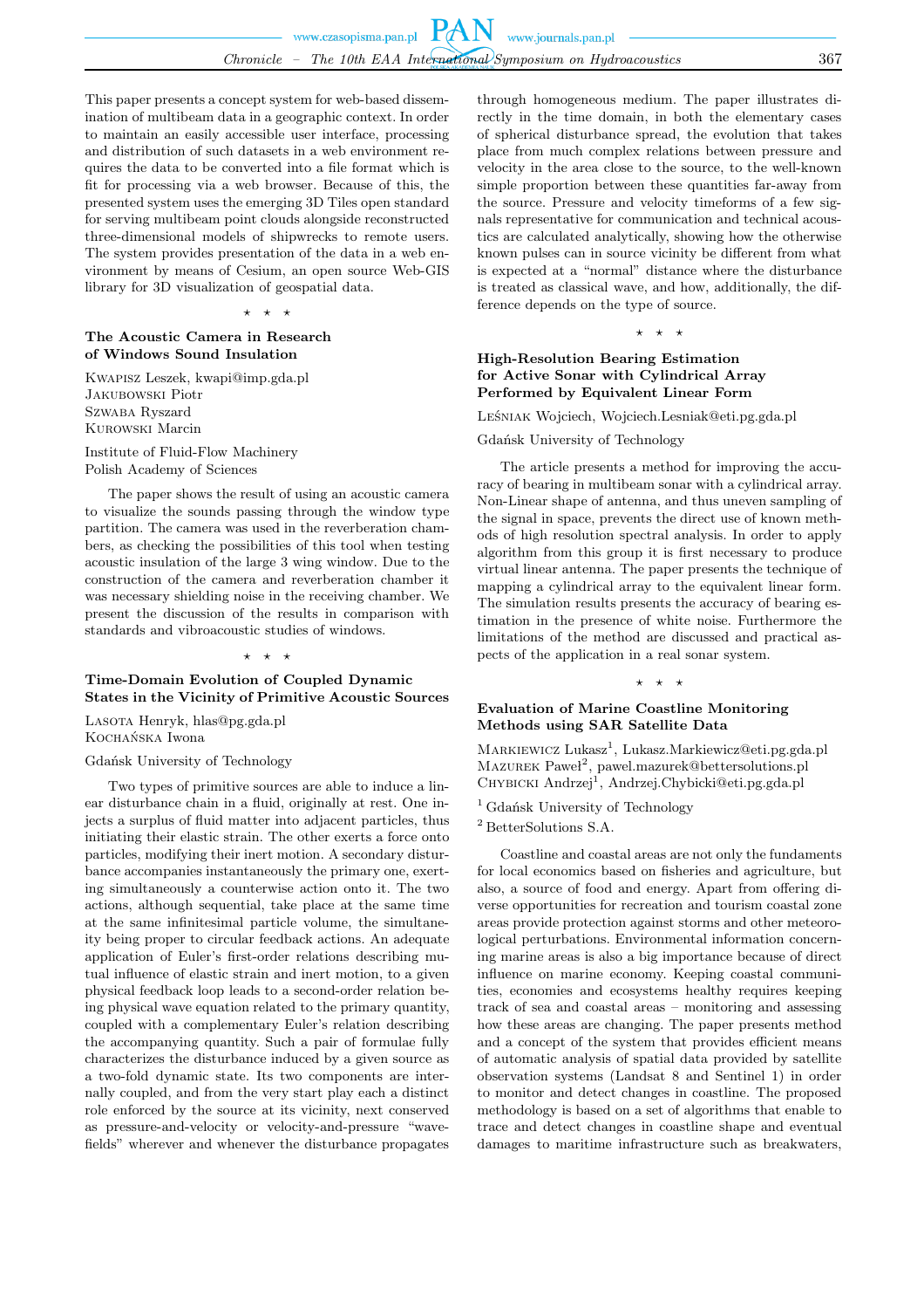This paper presents a concept system for web-based dissemination of multibeam data in a geographic context. In order to maintain an easily accessible user interface, processing and distribution of such datasets in a web environment requires the data to be converted into a file format which is fit for processing via a web browser. Because of this, the presented system uses the emerging 3D Tiles open standard for serving multibeam point clouds alongside reconstructed three-dimensional models of shipwrecks to remote users. The system provides presentation of the data in a web environment by means of Cesium, an open source Web-GIS library for 3D visualization of geospatial data.

⋆ ⋆ ⋆

### The Acoustic Camera in Research of Windows Sound Insulation

Kwapisz Leszek, kwapi@imp.gda.pl
Jakubowski Piotr
Szwaba Ryszard
Kurowski Marcin

Institute of Fluid-Flow Machinery
Polish Academy of Sciences

The paper shows the result of using an acoustic camera to visualize the sounds passing through the window type partition. The camera was used in the reverberation chambers, as checking the possibilities of this tool when testing acoustic insulation of the large 3 wing window. Due to the construction of the camera and reverberation chamber it was necessary shielding noise in the receiving chamber. We present the discussion of the results in comparison with standards and vibroacoustic studies of windows.

⋆ ⋆ ⋆

### Time-Domain Evolution of Coupled Dynamic States in the Vicinity of Primitive Acoustic Sources

Lasota Henryk, hlas@pg.gda.pl
Kochańska Iwona

Gdańsk University of Technology

Two types of primitive sources are able to induce a linear disturbance chain in a fluid, originally at rest. One injects a surplus of fluid matter into adjacent particles, thus initiating their elastic strain. The other exerts a force onto particles, modifying their inert motion. A secondary disturbance accompanies instantaneously the primary one, exerting simultaneously a counterwise action onto it. The two actions, although sequential, take place at the same time at the same infinitesimal particle volume, the simultaneity being proper to circular feedback actions. An adequate application of Euler's first-order relations describing mutual influence of elastic strain and inert motion, to a given physical feedback loop leads to a second-order relation being physical wave equation related to the primary quantity, coupled with a complementary Euler's relation describing the accompanying quantity. Such a pair of formulae fully characterizes the disturbance induced by a given source as a two-fold dynamic state. Its two components are internally coupled, and from the very start play each a distinct role enforced by the source at its vicinity, next conserved as pressure-and-velocity or velocity-and-pressure "wavefields" wherever and whenever the disturbance propagates through homogeneous medium. The paper illustrates directly in the time domain, in both the elementary cases of spherical disturbance spread, the evolution that takes place from much complex relations between pressure and velocity in the area close to the source, to the well-known simple proportion between these quantities far-away from the source. Pressure and velocity timeforms of a few signals representative for communication and technical acoustics are calculated analytically, showing how the otherwise known pulses can in source vicinity be different from what is expected at a "normal" distance where the disturbance is treated as classical wave, and how, additionally, the difference depends on the type of source.

⋆ ⋆ ⋆

### High-Resolution Bearing Estimation for Active Sonar with Cylindrical Array Performed by Equivalent Linear Form

Leśniak Wojciech, Wojciech.Lesniak@eti.pg.gda.pl

Gdańsk University of Technology

The article presents a method for improving the accuracy of bearing in multibeam sonar with a cylindrical array. Non-Linear shape of antenna, and thus uneven sampling of the signal in space, prevents the direct use of known methods of high resolution spectral analysis. In order to apply algorithm from this group it is first necessary to produce virtual linear antenna. The paper presents the technique of mapping a cylindrical array to the equivalent linear form. The simulation results presents the accuracy of bearing estimation in the presence of white noise. Furthermore the limitations of the method are discussed and practical aspects of the application in a real sonar system.

⋆ ⋆ ⋆

### Evaluation of Marine Coastline Monitoring Methods using SAR Satellite Data

Markiewicz Lukasz[1], Lukasz.Markiewicz@eti.pg.gda.pl
Mazurek Paweł[2], pawel.mazurek@bettersolutions.pl
Chybicki Andrzej[1], Andrzej.Chybicki@eti.pg.gda.pl

[1] Gdańsk University of Technology
[2] BetterSolutions S.A.

Coastline and coastal areas are not only the fundaments for local economics based on fisheries and agriculture, but also, a source of food and energy. Apart from offering diverse opportunities for recreation and tourism coastal zone areas provide protection against storms and other meteorological perturbations. Environmental information concerning marine areas is also a big importance because of direct influence on marine economy. Keeping coastal communities, economies and ecosystems healthy requires keeping track of sea and coastal areas – monitoring and assessing how these areas are changing. The paper presents method and a concept of the system that provides efficient means of automatic analysis of spatial data provided by satellite observation systems (Landsat 8 and Sentinel 1) in order to monitor and detect changes in coastline. The proposed methodology is based on a set of algorithms that enable to trace and detect changes in coastline shape and eventual damages to maritime infrastructure such as breakwaters,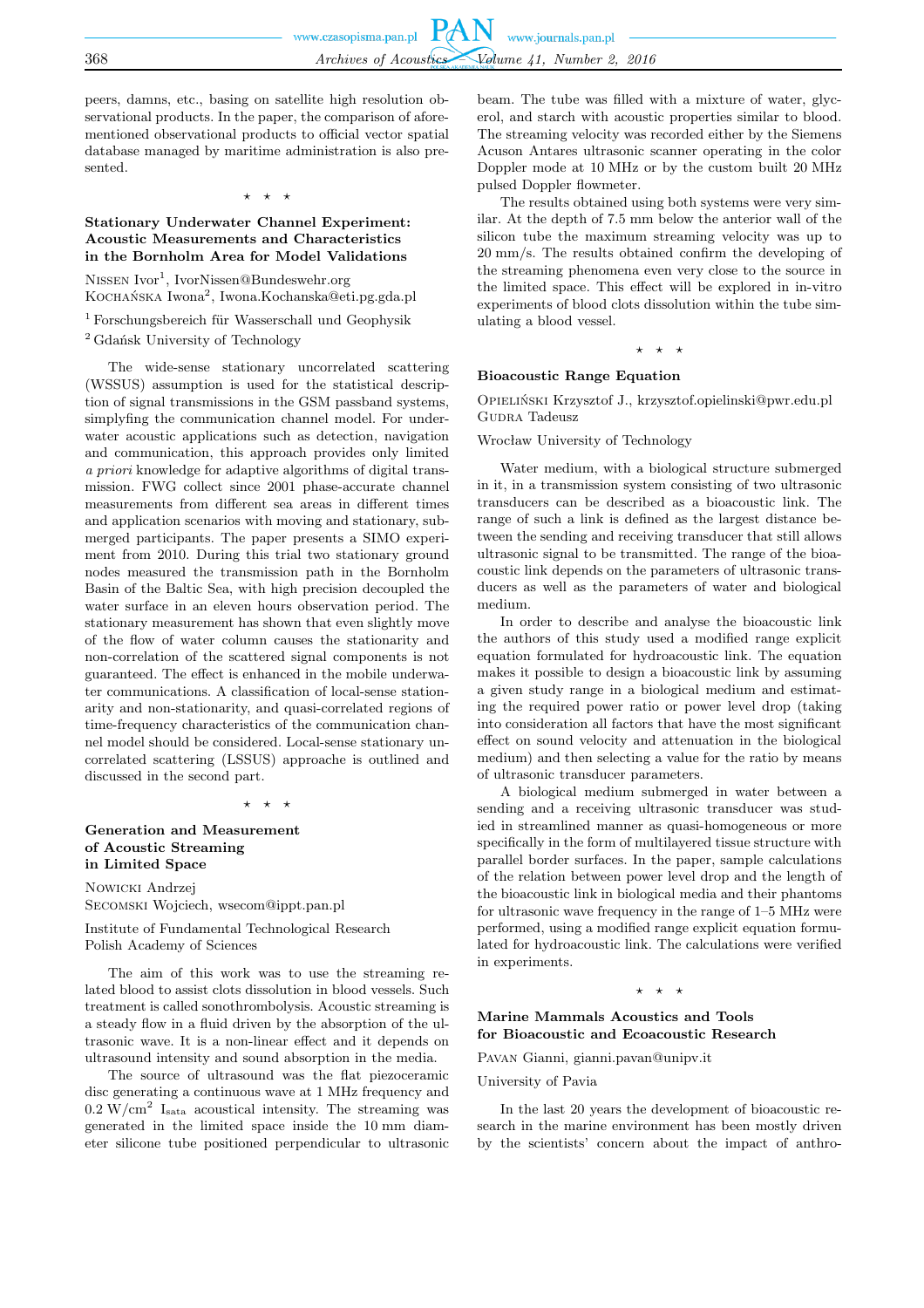peers, damns, etc., basing on satellite high resolution observational products. In the paper, the comparison of aforementioned observational products to official vector spatial database managed by maritime administration is also presented.

⋆ ⋆ ⋆

### Stationary Underwater Channel Experiment: Acoustic Measurements and Characteristics in the Bornholm Area for Model Validations

Nissen Ivor[1], IvorNissen@Bundeswehr.org
Kochańska Iwona[2], Iwona.Kochanska@eti.pg.gda.pl

[1] Forschungsbereich für Wasserschall und Geophysik
[2] Gdańsk University of Technology

The wide-sense stationary uncorrelated scattering (WSSUS) assumption is used for the statistical description of signal transmissions in the GSM passband systems, simplifying the communication channel model. For underwater acoustic applications such as detection, navigation and communication, this approach provides only limited *a priori* knowledge for adaptive algorithms of digital transmission. FWG collect since 2001 phase-accurate channel measurements from different sea areas in different times and application scenarios with moving and stationary, submerged participants. The paper presents a SIMO experiment from 2010. During this trial two stationary ground nodes measured the transmission path in the Bornholm Basin of the Baltic Sea, with high precision decoupled the water surface in an eleven hours observation period. The stationary measurement has shown that even slightly move of the flow of water column causes the stationarity and non-correlation of the scattered signal components is not guaranteed. The effect is enhanced in the mobile underwater communications. A classification of local-sense stationarity and non-stationarity, and quasi-correlated regions of time-frequency characteristics of the communication channel model should be considered. Local-sense stationary uncorrelated scattering (LSSUS) approache is outlined and discussed in the second part.

⋆ ⋆ ⋆

### Generation and Measurement of Acoustic Streaming in Limited Space

Nowicki Andrzej
Secomski Wojciech, wsecom@ippt.pan.pl

Institute of Fundamental Technological Research
Polish Academy of Sciences

The aim of this work was to use the streaming related blood to assist clots dissolution in blood vessels. Such treatment is called sonothrombolysis. Acoustic streaming is a steady flow in a fluid driven by the absorption of the ultrasonic wave. It is a non-linear effect and it depends on ultrasound intensity and sound absorption in the media.

The source of ultrasound was the flat piezoceramic disc generating a continuous wave at 1 MHz frequency and 0.2 W/cm$^2$ $I_{sata}$ acoustical intensity. The streaming was generated in the limited space inside the 10 mm diameter silicone tube positioned perpendicular to ultrasonic beam. The tube was filled with a mixture of water, glycerol, and starch with acoustic properties similar to blood. The streaming velocity was recorded either by the Siemens Acuson Antares ultrasonic scanner operating in the color Doppler mode at 10 MHz or by the custom built 20 MHz pulsed Doppler flowmeter.

The results obtained using both systems were very similar. At the depth of 7.5 mm below the anterior wall of the silicon tube the maximum streaming velocity was up to 20 mm/s. The results obtained confirm the developing of the streaming phenomena even very close to the source in the limited space. This effect will be explored in in-vitro experiments of blood clots dissolution within the tube simulating a blood vessel.

⋆ ⋆ ⋆

### Bioacoustic Range Equation

Opieliński Krzysztof J., krzysztof.opielinski@pwr.edu.pl
Gudra Tadeusz

Wrocław University of Technology

Water medium, with a biological structure submerged in it, in a transmission system consisting of two ultrasonic transducers can be described as a bioacoustic link. The range of such a link is defined as the largest distance between the sending and receiving transducer that still allows ultrasonic signal to be transmitted. The range of the bioacoustic link depends on the parameters of ultrasonic transducers as well as the parameters of water and biological medium.

In order to describe and analyse the bioacoustic link the authors of this study used a modified range explicit equation formulated for hydroacoustic link. The equation makes it possible to design a bioacoustic link by assuming a given study range in a biological medium and estimating the required power ratio or power level drop (taking into consideration all factors that have the most significant effect on sound velocity and attenuation in the biological medium) and then selecting a value for the ratio by means of ultrasonic transducer parameters.

A biological medium submerged in water between a sending and a receiving ultrasonic transducer was studied in streamlined manner as quasi-homogeneous or more specifically in the form of multilayered tissue structure with parallel border surfaces. In the paper, sample calculations of the relation between power level drop and the length of the bioacoustic link in biological media and their phantoms for ultrasonic wave frequency in the range of 1–5 MHz were performed, using a modified range explicit equation formulated for hydroacoustic link. The calculations were verified in experiments.

⋆ ⋆ ⋆

### Marine Mammals Acoustics and Tools for Bioacoustic and Ecoacoustic Research

Pavan Gianni, gianni.pavan@unipv.it

University of Pavia

In the last 20 years the development of bioacoustic research in the marine environment has been mostly driven by the scientists' concern about the impact of anthro-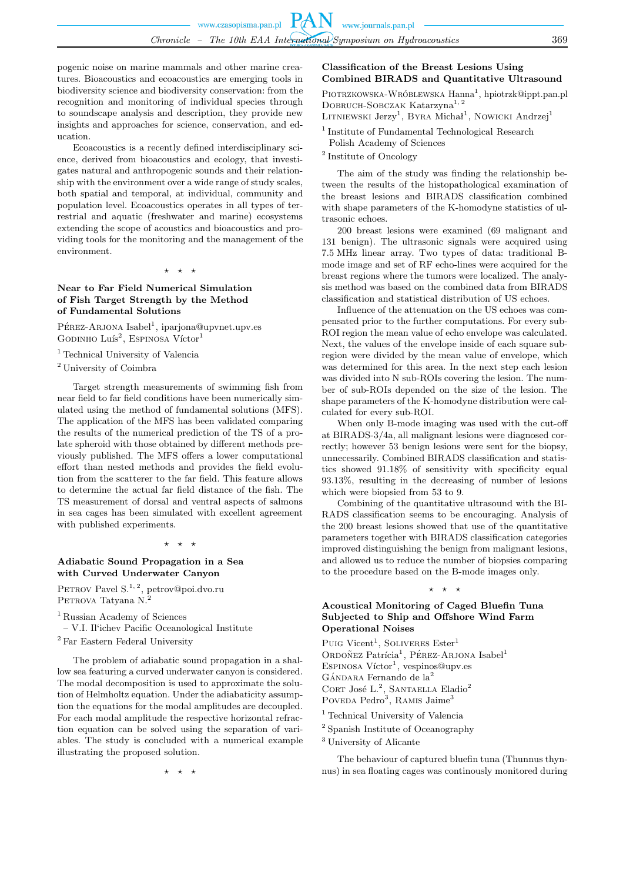pogenic noise on marine mammals and other marine creatures. Bioacoustics and ecoacoustics are emerging tools in biodiversity science and biodiversity conservation: from the recognition and monitoring of individual species through to soundscape analysis and description, they provide new insights and approaches for science, conservation, and education.

Ecoacoustics is a recently defined interdisciplinary science, derived from bioacoustics and ecology, that investigates natural and anthropogenic sounds and their relationship with the environment over a wide range of study scales, both spatial and temporal, at individual, community and population level. Ecoacoustics operates in all types of terrestrial and aquatic (freshwater and marine) ecosystems extending the scope of acoustics and bioacoustics and providing tools for the monitoring and the management of the environment.

⋆ ⋆ ⋆

### Near to Far Field Numerical Simulation of Fish Target Strength by the Method of Fundamental Solutions

Pérez-Arjona Isabel[1], iparjona@upvnet.upv.es
Godinho Luís[2], Espinosa Víctor[1]

[1] Technical University of Valencia
[2] University of Coimbra

Target strength measurements of swimming fish from near field to far field conditions have been numerically simulated using the method of fundamental solutions (MFS). The application of the MFS has been validated comparing the results of the numerical prediction of the TS of a prolate spheroid with those obtained by different methods previously published. The MFS offers a lower computational effort than nested methods and provides the field evolution from the scatterer to the far field. This feature allows to determine the actual far field distance of the fish. The TS measurement of dorsal and ventral aspects of salmons in sea cages has been simulated with excellent agreement with published experiments.

⋆ ⋆ ⋆

### Adiabatic Sound Propagation in a Sea with Curved Underwater Canyon

Petrov Pavel S.[1,2], petrov@poi.dvo.ru
Petrova Tatyana N.[2]

[1] Russian Academy of Sciences – V.I. Il'ichev Pacific Oceanological Institute
[2] Far Eastern Federal University

The problem of adiabatic sound propagation in a shallow sea featuring a curved underwater canyon is considered. The modal decomposition is used to approximate the solution of Helmholtz equation. Under the adiabaticity assumption the equations for the modal amplitudes are decoupled. For each modal amplitude the respective horizontal refraction equation can be solved using the separation of variables. The study is concluded with a numerical example illustrating the proposed solution.

⋆ ⋆ ⋆

### Classification of the Breast Lesions Using Combined BIRADS and Quantitative Ultrasound

Piotrzkowska-Wróblewska Hanna[1], hpiotrzk@ippt.pan.pl
Dobruch-Sobczak Katarzyna[1,2]
Litniewski Jerzy[1], Byra Michał[1], Nowicki Andrzej[1]

[1] Institute of Fundamental Technological Research Polish Academy of Sciences
[2] Institute of Oncology

The aim of the study was finding the relationship between the results of the histopathological examination of the breast lesions and BIRADS classification combined with shape parameters of the K-homodyne statistics of ultrasonic echoes.

200 breast lesions were examined (69 malignant and 131 benign). The ultrasonic signals were acquired using 7.5 MHz linear array. Two types of data: traditional B-mode image and set of RF echo-lines were acquired for the breast regions where the tumors were localized. The analysis method was based on the combined data from BIRADS classification and statistical distribution of US echoes.

Influence of the attenuation on the US echoes was compensated prior to the further computations. For every sub-ROI region the mean value of echo envelope was calculated. Next, the values of the envelope inside of each square sub-region were divided by the mean value of envelope, which was determined for this area. In the next step each lesion was divided into N sub-ROIs covering the lesion. The number of sub-ROIs depended on the size of the lesion. The shape parameters of the K-homodyne distribution were calculated for every sub-ROI.

When only B-mode imaging was used with the cut-off at BIRADS-3/4a, all malignant lesions were diagnosed correctly; however 53 benign lesions were sent for the biopsy, unnecessarily. Combined BIRADS classification and statistics showed 91.18% of sensitivity with specificity equal 93.13%, resulting in the decreasing of number of lesions which were biopsied from 53 to 9.

Combining of the quantitative ultrasound with the BIRADS classification seems to be encouraging. Analysis of the 200 breast lesions showed that use of the quantitative parameters together with BIRADS classification categories improved distinguishing the benign from malignant lesions, and allowed us to reduce the number of biopsies comparing to the procedure based on the B-mode images only.

⋆ ⋆ ⋆

### Acoustical Monitoring of Caged Bluefin Tuna Subjected to Ship and Offshore Wind Farm Operational Noises

Puig Vicent[1], Soliveres Ester[1]
Ordoñez Patrícia[1], Pérez-Arjona Isabel[1]
Espinosa Víctor[1], vespinos@upv.es
Gándara Fernando de la[2]
Cort José L.[2], Santaella Eladio[2]
Poveda Pedro[3], Ramis Jaime[3]

[1] Technical University of Valencia
[2] Spanish Institute of Oceanography
[3] University of Alicante

The behaviour of captured bluefin tuna (Thunnus thynnus) in sea floating cages was continously monitored during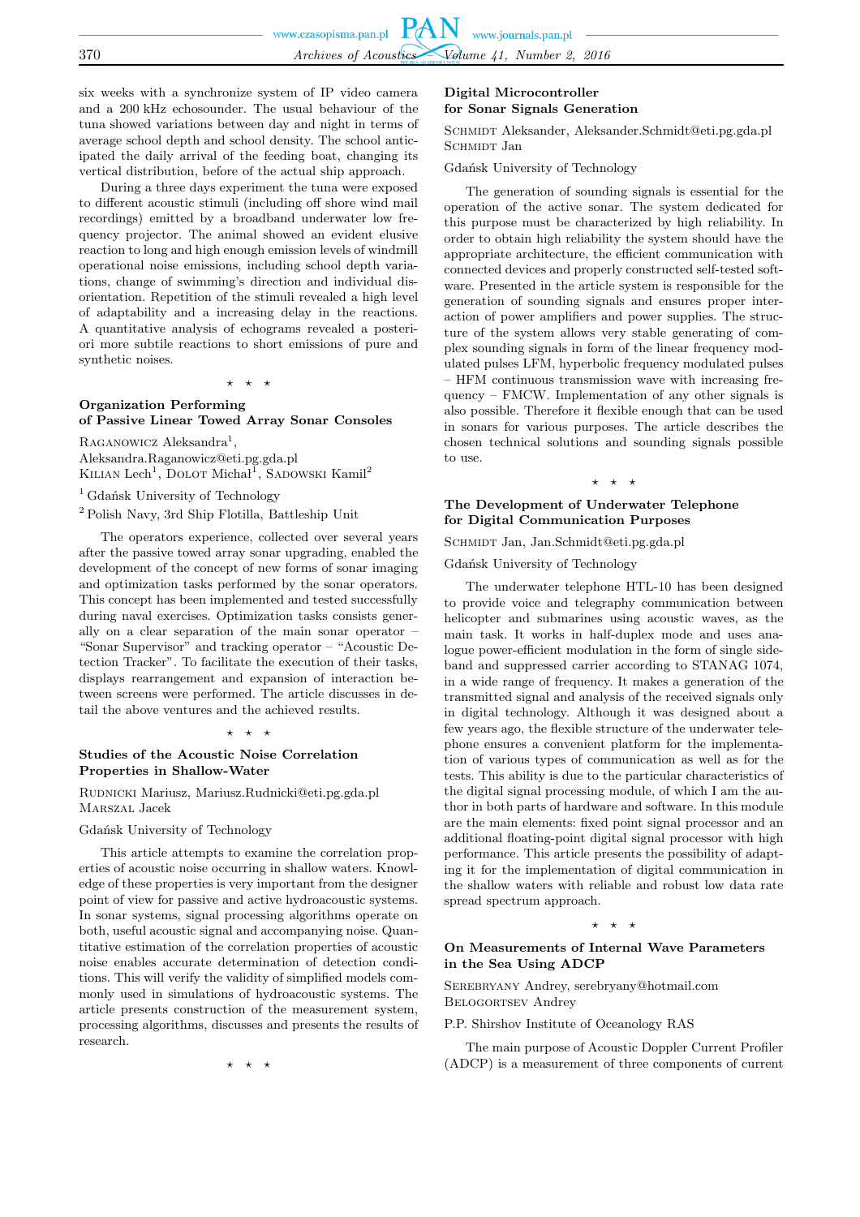six weeks with a synchronize system of IP video camera and a 200 kHz echosounder. The usual behaviour of the tuna showed variations between day and night in terms of average school depth and school density. The school anticipated the daily arrival of the feeding boat, changing its vertical distribution, before of the actual ship approach.

During a three days experiment the tuna were exposed to different acoustic stimuli (including off shore wind mail recordings) emitted by a broadband underwater low frequency projector. The animal showed an evident elusive reaction to long and high enough emission levels of windmill operational noise emissions, including school depth variations, change of swimming's direction and individual disorientation. Repetition of the stimuli revealed a high level of adaptability and a increasing delay in the reactions. A quantitative analysis of echograms revealed a posteriori more subtile reactions to short emissions of pure and synthetic noises.

⋆ ⋆ ⋆

### Organization Performing of Passive Linear Towed Array Sonar Consoles

Raganowicz Aleksandra[1], Aleksandra.Raganowicz@eti.pg.gda.pl
Kilian Lech[1], Dolot Michał[1], Sadowski Kamil[2]

[1] Gdańsk University of Technology

[2] Polish Navy, 3rd Ship Flotilla, Battleship Unit

The operators experience, collected over several years after the passive towed array sonar upgrading, enabled the development of the concept of new forms of sonar imaging and optimization tasks performed by the sonar operators. This concept has been implemented and tested successfully during naval exercises. Optimization tasks consists generally on a clear separation of the main sonar operator – "Sonar Supervisor" and tracking operator – "Acoustic Detection Tracker". To facilitate the execution of their tasks, displays rearrangement and expansion of interaction between screens were performed. The article discusses in detail the above ventures and the achieved results.

⋆ ⋆ ⋆

### Studies of the Acoustic Noise Correlation Properties in Shallow-Water

Rudnicki Mariusz, Mariusz.Rudnicki@eti.pg.gda.pl
Marszal Jacek

Gdańsk University of Technology

This article attempts to examine the correlation properties of acoustic noise occurring in shallow waters. Knowledge of these properties is very important from the designer point of view for passive and active hydroacoustic systems. In sonar systems, signal processing algorithms operate on both, useful acoustic signal and accompanying noise. Quantitative estimation of the correlation properties of acoustic noise enables accurate determination of detection conditions. This will verify the validity of simplified models commonly used in simulations of hydroacoustic systems. The article presents construction of the measurement system, processing algorithms, discusses and presents the results of research.

⋆ ⋆ ⋆

### Digital Microcontroller for Sonar Signals Generation

Schmidt Aleksander, Aleksander.Schmidt@eti.pg.gda.pl
Schmidt Jan

Gdańsk University of Technology

The generation of sounding signals is essential for the operation of the active sonar. The system dedicated for this purpose must be characterized by high reliability. In order to obtain high reliability the system should have the appropriate architecture, the efficient communication with connected devices and properly constructed self-tested software. Presented in the article system is responsible for the generation of sounding signals and ensures proper interaction of power amplifiers and power supplies. The structure of the system allows very stable generating of complex sounding signals in form of the linear frequency modulated pulses LFM, hyperbolic frequency modulated pulses – HFM continuous transmission wave with increasing frequency – FMCW. Implementation of any other signals is also possible. Therefore it flexible enough that can be used in sonars for various purposes. The article describes the chosen technical solutions and sounding signals possible to use.

⋆ ⋆ ⋆

### The Development of Underwater Telephone for Digital Communication Purposes

Schmidt Jan, Jan.Schmidt@eti.pg.gda.pl

Gdańsk University of Technology

The underwater telephone HTL-10 has been designed to provide voice and telegraphy communication between helicopter and submarines using acoustic waves, as the main task. It works in half-duplex mode and uses analogue power-efficient modulation in the form of single sideband and suppressed carrier according to STANAG 1074, in a wide range of frequency. It makes a generation of the transmitted signal and analysis of the received signals only in digital technology. Although it was designed about a few years ago, the flexible structure of the underwater telephone ensures a convenient platform for the implementation of various types of communication as well as for the tests. This ability is due to the particular characteristics of the digital signal processing module, of which I am the author in both parts of hardware and software. In this module are the main elements: fixed point signal processor and an additional floating-point digital signal processor with high performance. This article presents the possibility of adapting it for the implementation of digital communication in the shallow waters with reliable and robust low data rate spread spectrum approach.

⋆ ⋆ ⋆

### On Measurements of Internal Wave Parameters in the Sea Using ADCP

Serebryany Andrey, serebryany@hotmail.com
Belogortsev Andrey

P.P. Shirshov Institute of Oceanology RAS

The main purpose of Acoustic Doppler Current Profiler (ADCP) is a measurement of three components of current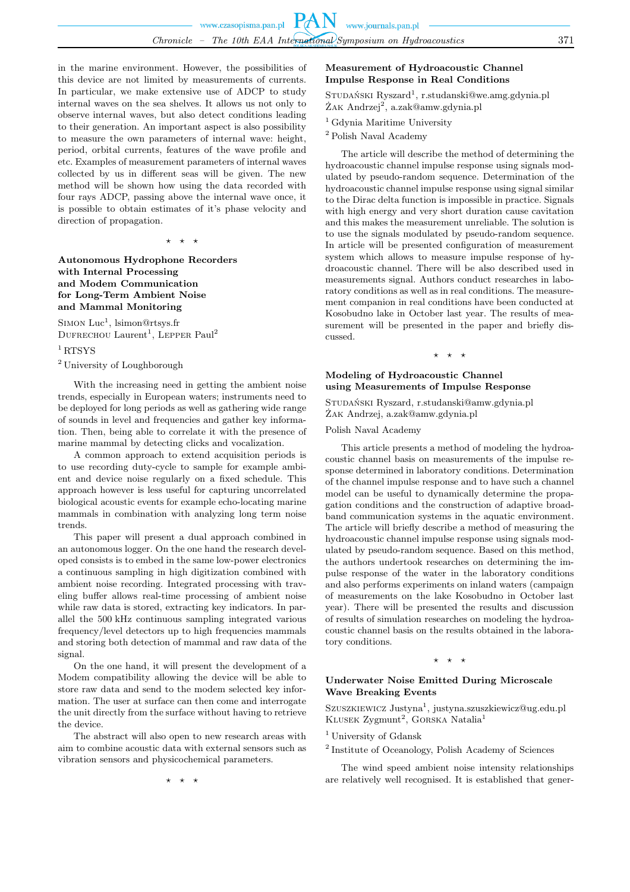in the marine environment. However, the possibilities of this device are not limited by measurements of currents. In particular, we make extensive use of ADCP to study internal waves on the sea shelves. It allows us not only to observe internal waves, but also detect conditions leading to their generation. An important aspect is also possibility to measure the own parameters of internal wave: height, period, orbital currents, features of the wave profile and etc. Examples of measurement parameters of internal waves collected by us in different seas will be given. The new method will be shown how using the data recorded with four rays ADCP, passing above the internal wave once, it is possible to obtain estimates of it's phase velocity and direction of propagation.

⋆ ⋆ ⋆

### Autonomous Hydrophone Recorders with Internal Processing and Modem Communication for Long-Term Ambient Noise and Mammal Monitoring

Simon Luc[1], lsimon@rtsys.fr
Dufrechou Laurent[1], Lepper Paul[2]

[1] RTSYS
[2] University of Loughborough

With the increasing need in getting the ambient noise trends, especially in European waters; instruments need to be deployed for long periods as well as gathering wide range of sounds in level and frequencies and gather key information. Then, being able to correlate it with the presence of marine mammal by detecting clicks and vocalization.

A common approach to extend acquisition periods is to use recording duty-cycle to sample for example ambient and device noise regularly on a fixed schedule. This approach however is less useful for capturing uncorrelated biological acoustic events for example echo-locating marine mammals in combination with analyzing long term noise trends.

This paper will present a dual approach combined in an autonomous logger. On the one hand the research developed consists is to embed in the same low-power electronics a continuous sampling in high digitization combined with ambient noise recording. Integrated processing with traveling buffer allows real-time processing of ambient noise while raw data is stored, extracting key indicators. In parallel the 500 kHz continuous sampling integrated various frequency/level detectors up to high frequencies mammals and storing both detection of mammal and raw data of the signal.

On the one hand, it will present the development of a Modem compatibility allowing the device will be able to store raw data and send to the modem selected key information. The user at surface can then come and interrogate the unit directly from the surface without having to retrieve the device.

The abstract will also open to new research areas with aim to combine acoustic data with external sensors such as vibration sensors and physicochemical parameters.

⋆ ⋆ ⋆

### Measurement of Hydroacoustic Channel Impulse Response in Real Conditions

Studański Ryszard[1], r.studanski@we.amg.gdynia.pl
Żak Andrzej[2], a.zak@amw.gdynia.pl

[1] Gdynia Maritime University
[2] Polish Naval Academy

The article will describe the method of determining the hydroacoustic channel impulse response using signals modulated by pseudo-random sequence. Determination of the hydroacoustic channel impulse response using signal similar to the Dirac delta function is impossible in practice. Signals with high energy and very short duration cause cavitation and this makes the measurement unreliable. The solution is to use the signals modulated by pseudo-random sequence. In article will be presented configuration of measurement system which allows to measure impulse response of hydroacoustic channel. There will be also described used in measurements signal. Authors conduct researches in laboratory conditions as well as in real conditions. The measurement companion in real conditions have been conducted at Kosobudno lake in October last year. The results of measurement will be presented in the paper and briefly discussed.

⋆ ⋆ ⋆

### Modeling of Hydroacoustic Channel using Measurements of Impulse Response

Studański Ryszard, r.studanski@amw.gdynia.pl
Żak Andrzej, a.zak@amw.gdynia.pl

Polish Naval Academy

This article presents a method of modeling the hydroacoustic channel basis on measurements of the impulse response determined in laboratory conditions. Determination of the channel impulse response and to have such a channel model can be useful to dynamically determine the propagation conditions and the construction of adaptive broadband communication systems in the aquatic environment. The article will briefly describe a method of measuring the hydroacoustic channel impulse response using signals modulated by pseudo-random sequence. Based on this method, the authors undertook researches on determining the impulse response of the water in the laboratory conditions and also performs experiments on inland waters (campaign of measurements on the lake Kosobudno in October last year). There will be presented the results and discussion of results of simulation researches on modeling the hydroacoustic channel basis on the results obtained in the laboratory conditions.

⋆ ⋆ ⋆

### Underwater Noise Emitted During Microscale Wave Breaking Events

Szuszkiewicz Justyna[1], justyna.szuszkiewicz@ug.edu.pl
Klusek Zygmunt[2], Gorska Natalia[1]

[1] University of Gdansk
[2] Institute of Oceanology, Polish Academy of Sciences

The wind speed ambient noise intensity relationships are relatively well recognised. It is established that gener-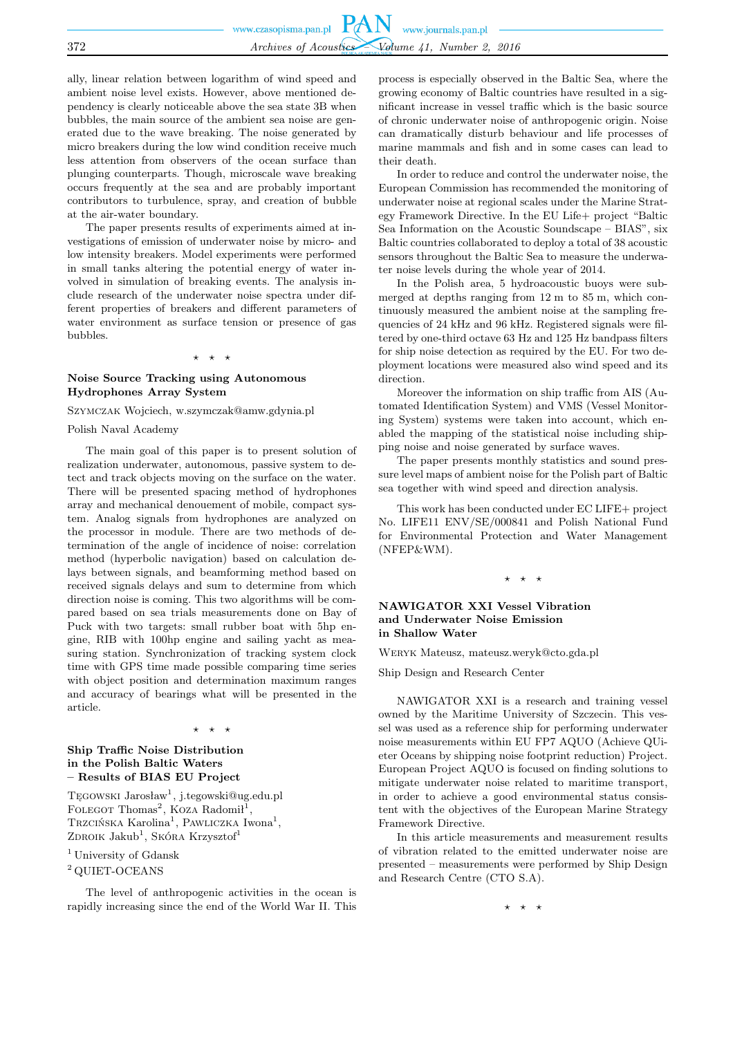ally, linear relation between logarithm of wind speed and ambient noise level exists. However, above mentioned dependency is clearly noticeable above the sea state 3B when bubbles, the main source of the ambient sea noise are generated due to the wave breaking. The noise generated by micro breakers during the low wind condition receive much less attention from observers of the ocean surface than plunging counterparts. Though, microscale wave breaking occurs frequently at the sea and are probably important contributors to turbulence, spray, and creation of bubble at the air-water boundary.

The paper presents results of experiments aimed at investigations of emission of underwater noise by micro- and low intensity breakers. Model experiments were performed in small tanks altering the potential energy of water involved in simulation of breaking events. The analysis include research of the underwater noise spectra under different properties of breakers and different parameters of water environment as surface tension or presence of gas bubbles.

⋆ ⋆ ⋆

### Noise Source Tracking using Autonomous Hydrophones Array System

Szymczak Wojciech, w.szymczak@amw.gdynia.pl

Polish Naval Academy

The main goal of this paper is to present solution of realization underwater, autonomous, passive system to detect and track objects moving on the surface on the water. There will be presented spacing method of hydrophones array and mechanical denouement of mobile, compact system. Analog signals from hydrophones are analyzed on the processor in module. There are two methods of determination of the angle of incidence of noise: correlation method (hyperbolic navigation) based on calculation delays between signals, and beamforming method based on received signals delays and sum to determine from which direction noise is coming. This two algorithms will be compared based on sea trials measurements done on Bay of Puck with two targets: small rubber boat with 5hp engine, RIB with 100hp engine and sailing yacht as measuring station. Synchronization of tracking system clock time with GPS time made possible comparing time series with object position and determination maximum ranges and accuracy of bearings what will be presented in the article.

⋆ ⋆ ⋆

### Ship Traffic Noise Distribution in the Polish Baltic Waters – Results of BIAS EU Project

Tęgowski Jarosław[1], j.tegowski@ug.edu.pl
Folegot Thomas[2], Koza Radomił[1],
Trzcińska Karolina[1], Pawliczka Iwona[1],
Zdroik Jakub[1], Skóra Krzysztof[1]

[1] University of Gdansk
[2] QUIET-OCEANS

The level of anthropogenic activities in the ocean is rapidly increasing since the end of the World War II. This process is especially observed in the Baltic Sea, where the growing economy of Baltic countries have resulted in a significant increase in vessel traffic which is the basic source of chronic underwater noise of anthropogenic origin. Noise can dramatically disturb behaviour and life processes of marine mammals and fish and in some cases can lead to their death.

In order to reduce and control the underwater noise, the European Commission has recommended the monitoring of underwater noise at regional scales under the Marine Strategy Framework Directive. In the EU Life+ project "Baltic Sea Information on the Acoustic Soundscape – BIAS", six Baltic countries collaborated to deploy a total of 38 acoustic sensors throughout the Baltic Sea to measure the underwater noise levels during the whole year of 2014.

In the Polish area, 5 hydroacoustic buoys were submerged at depths ranging from 12 m to 85 m, which continuously measured the ambient noise at the sampling frequencies of 24 kHz and 96 kHz. Registered signals were filtered by one-third octave 63 Hz and 125 Hz bandpass filters for ship noise detection as required by the EU. For two deployment locations were measured also wind speed and its direction.

Moreover the information on ship traffic from AIS (Automated Identification System) and VMS (Vessel Monitoring System) systems were taken into account, which enabled the mapping of the statistical noise including shipping noise and noise generated by surface waves.

The paper presents monthly statistics and sound pressure level maps of ambient noise for the Polish part of Baltic sea together with wind speed and direction analysis.

This work has been conducted under EC LIFE+ project No. LIFE11 ENV/SE/000841 and Polish National Fund for Environmental Protection and Water Management (NFEP&WM).

⋆ ⋆ ⋆

### NAWIGATOR XXI Vessel Vibration and Underwater Noise Emission in Shallow Water

Weryk Mateusz, mateusz.weryk@cto.gda.pl

Ship Design and Research Center

NAWIGATOR XXI is a research and training vessel owned by the Maritime University of Szczecin. This vessel was used as a reference ship for performing underwater noise measurements within EU FP7 AQUO (Achieve QUieter Oceans by shipping noise footprint reduction) Project. European Project AQUO is focused on finding solutions to mitigate underwater noise related to maritime transport, in order to achieve a good environmental status consistent with the objectives of the European Marine Strategy Framework Directive.

In this article measurements and measurement results of vibration related to the emitted underwater noise are presented – measurements were performed by Ship Design and Research Centre (CTO S.A).

⋆ ⋆ ⋆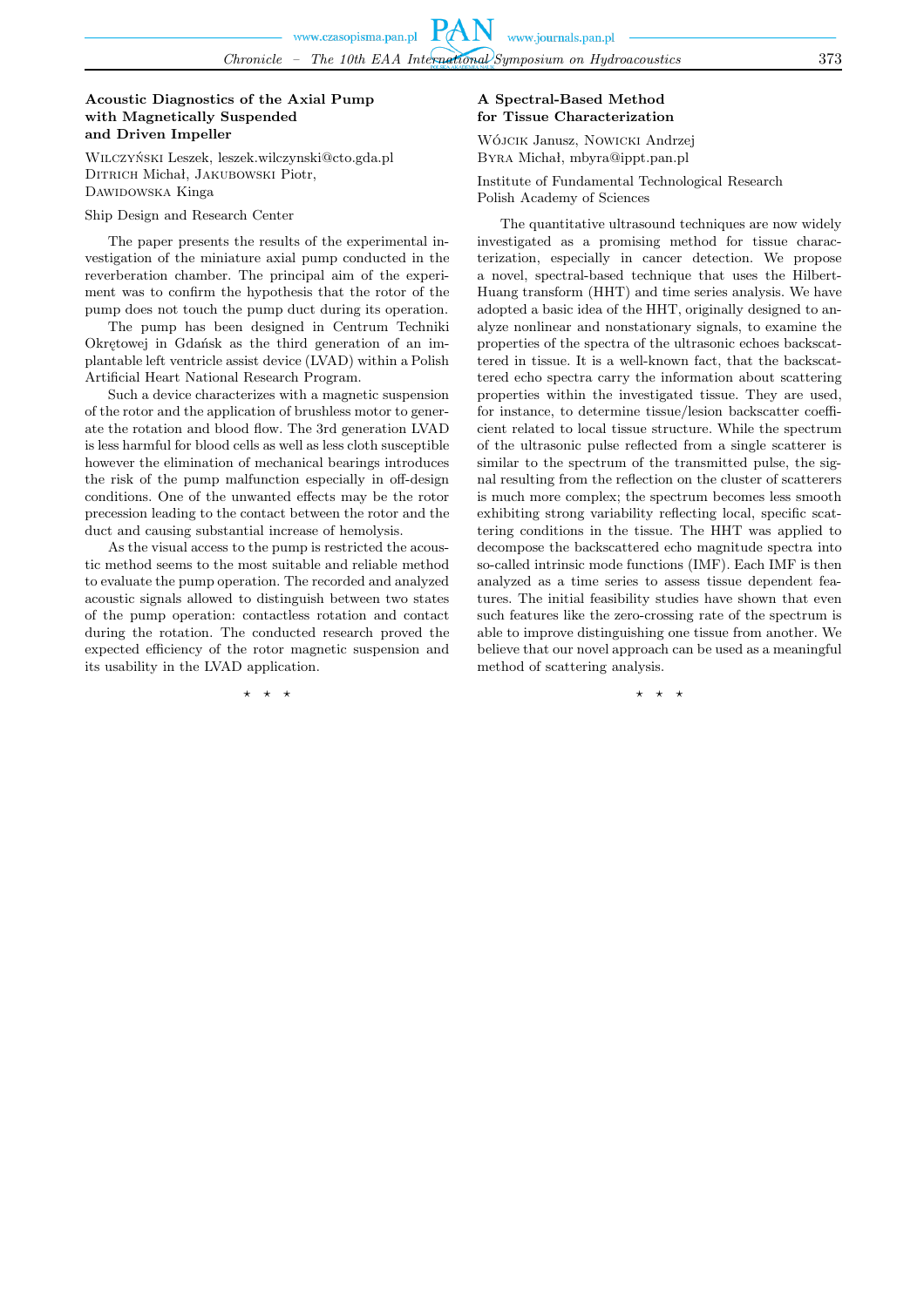## Acoustic Diagnostics of the Axial Pump with Magnetically Suspended and Driven Impeller

Wilczyński Leszek, leszek.wilczynski@cto.gda.pl
Ditrich Michał, Jakubowski Piotr,
Dawidowska Kinga

Ship Design and Research Center

The paper presents the results of the experimental investigation of the miniature axial pump conducted in the reverberation chamber. The principal aim of the experiment was to confirm the hypothesis that the rotor of the pump does not touch the pump duct during its operation.

The pump has been designed in Centrum Techniki Okrętowej in Gdańsk as the third generation of an implantable left ventricle assist device (LVAD) within a Polish Artificial Heart National Research Program.

Such a device characterizes with a magnetic suspension of the rotor and the application of brushless motor to generate the rotation and blood flow. The 3rd generation LVAD is less harmful for blood cells as well as less cloth susceptible however the elimination of mechanical bearings introduces the risk of the pump malfunction especially in off-design conditions. One of the unwanted effects may be the rotor precession leading to the contact between the rotor and the duct and causing substantial increase of hemolysis.

As the visual access to the pump is restricted the acoustic method seems to the most suitable and reliable method to evaluate the pump operation. The recorded and analyzed acoustic signals allowed to distinguish between two states of the pump operation: contactless rotation and contact during the rotation. The conducted research proved the expected efficiency of the rotor magnetic suspension and its usability in the LVAD application.

⋆ ⋆ ⋆

## A Spectral-Based Method for Tissue Characterization

Wójcik Janusz, Nowicki Andrzej
Byra Michał, mbyra@ippt.pan.pl

Institute of Fundamental Technological Research
Polish Academy of Sciences

The quantitative ultrasound techniques are now widely investigated as a promising method for tissue characterization, especially in cancer detection. We propose a novel, spectral-based technique that uses the Hilbert-Huang transform (HHT) and time series analysis. We have adopted a basic idea of the HHT, originally designed to analyze nonlinear and nonstationary signals, to examine the properties of the spectra of the ultrasonic echoes backscattered in tissue. It is a well-known fact, that the backscattered echo spectra carry the information about scattering properties within the investigated tissue. They are used, for instance, to determine tissue/lesion backscatter coefficient related to local tissue structure. While the spectrum of the ultrasonic pulse reflected from a single scatterer is similar to the spectrum of the transmitted pulse, the signal resulting from the reflection on the cluster of scatterers is much more complex; the spectrum becomes less smooth exhibiting strong variability reflecting local, specific scattering conditions in the tissue. The HHT was applied to decompose the backscattered echo magnitude spectra into so-called intrinsic mode functions (IMF). Each IMF is then analyzed as a time series to assess tissue dependent features. The initial feasibility studies have shown that even such features like the zero-crossing rate of the spectrum is able to improve distinguishing one tissue from another. We believe that our novel approach can be used as a meaningful method of scattering analysis.

⋆ ⋆ ⋆